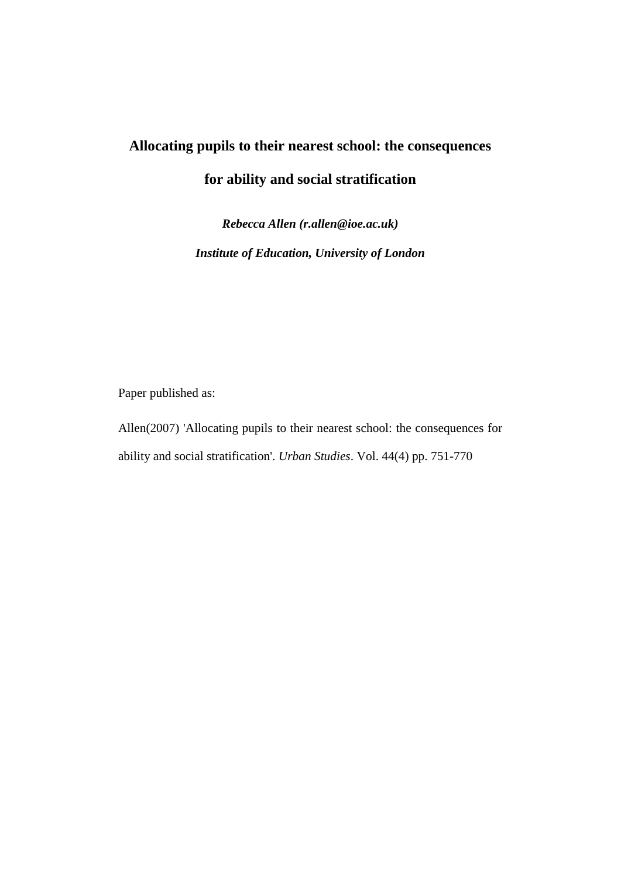# Allocating pupils to their nearest school: the consequences for ability and social stratification

***Rebecca Allen (r.allen@ioe.ac.uk)***

***Institute of Education, University of London***

Paper published as:

Allen(2007) 'Allocating pupils to their nearest school: the consequences for ability and social stratification'. *Urban Studies*. Vol. 44(4) pp. 751-770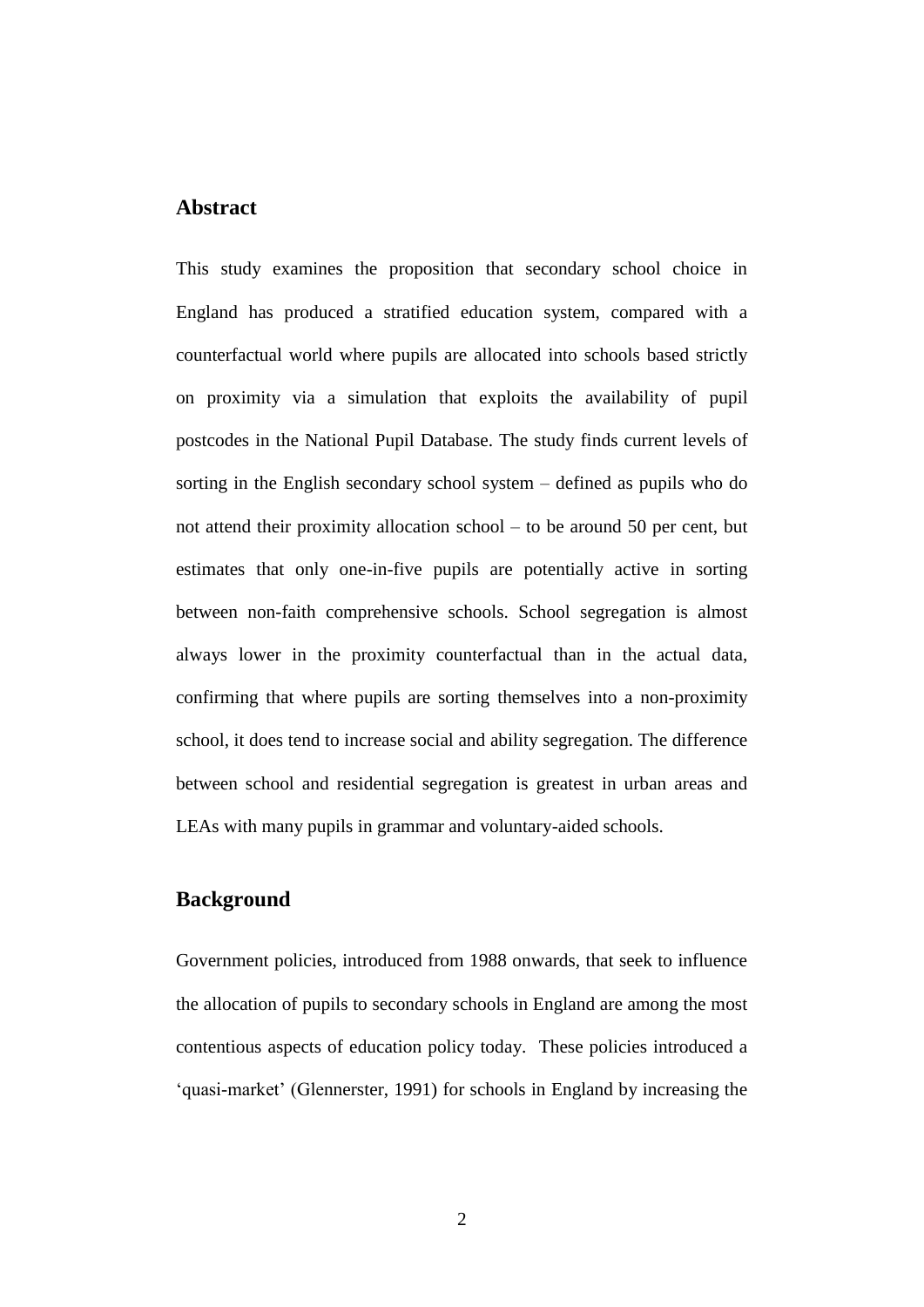## Abstract

This study examines the proposition that secondary school choice in England has produced a stratified education system, compared with a counterfactual world where pupils are allocated into schools based strictly on proximity via a simulation that exploits the availability of pupil postcodes in the National Pupil Database. The study finds current levels of sorting in the English secondary school system – defined as pupils who do not attend their proximity allocation school – to be around 50 per cent, but estimates that only one-in-five pupils are potentially active in sorting between non-faith comprehensive schools. School segregation is almost always lower in the proximity counterfactual than in the actual data, confirming that where pupils are sorting themselves into a non-proximity school, it does tend to increase social and ability segregation. The difference between school and residential segregation is greatest in urban areas and LEAs with many pupils in grammar and voluntary-aided schools.

## Background

Government policies, introduced from 1988 onwards, that seek to influence the allocation of pupils to secondary schools in England are among the most contentious aspects of education policy today. These policies introduced a 'quasi-market' (Glennerster, 1991) for schools in England by increasing the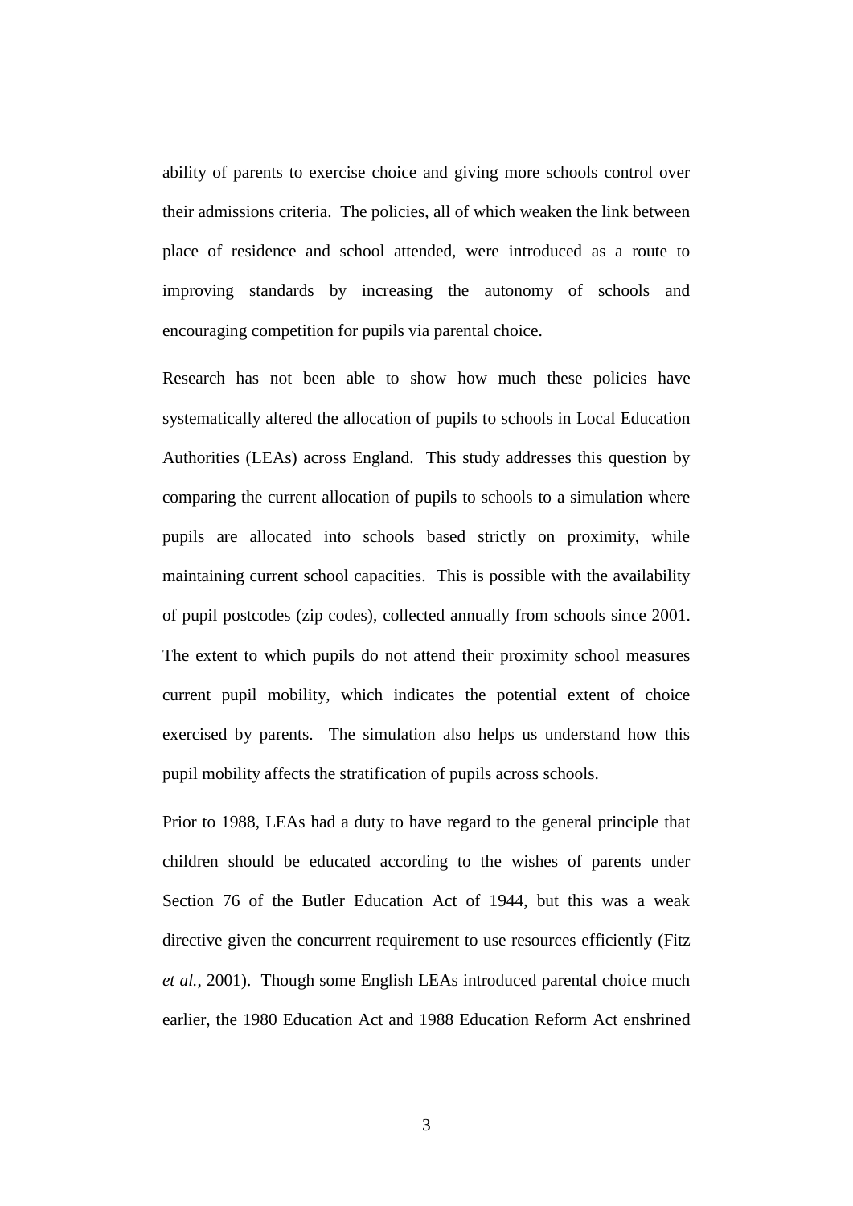ability of parents to exercise choice and giving more schools control over their admissions criteria. The policies, all of which weaken the link between place of residence and school attended, were introduced as a route to improving standards by increasing the autonomy of schools and encouraging competition for pupils via parental choice.

Research has not been able to show how much these policies have systematically altered the allocation of pupils to schools in Local Education Authorities (LEAs) across England. This study addresses this question by comparing the current allocation of pupils to schools to a simulation where pupils are allocated into schools based strictly on proximity, while maintaining current school capacities. This is possible with the availability of pupil postcodes (zip codes), collected annually from schools since 2001. The extent to which pupils do not attend their proximity school measures current pupil mobility, which indicates the potential extent of choice exercised by parents. The simulation also helps us understand how this pupil mobility affects the stratification of pupils across schools.

Prior to 1988, LEAs had a duty to have regard to the general principle that children should be educated according to the wishes of parents under Section 76 of the Butler Education Act of 1944, but this was a weak directive given the concurrent requirement to use resources efficiently (Fitz *et al.*, 2001). Though some English LEAs introduced parental choice much earlier, the 1980 Education Act and 1988 Education Reform Act enshrined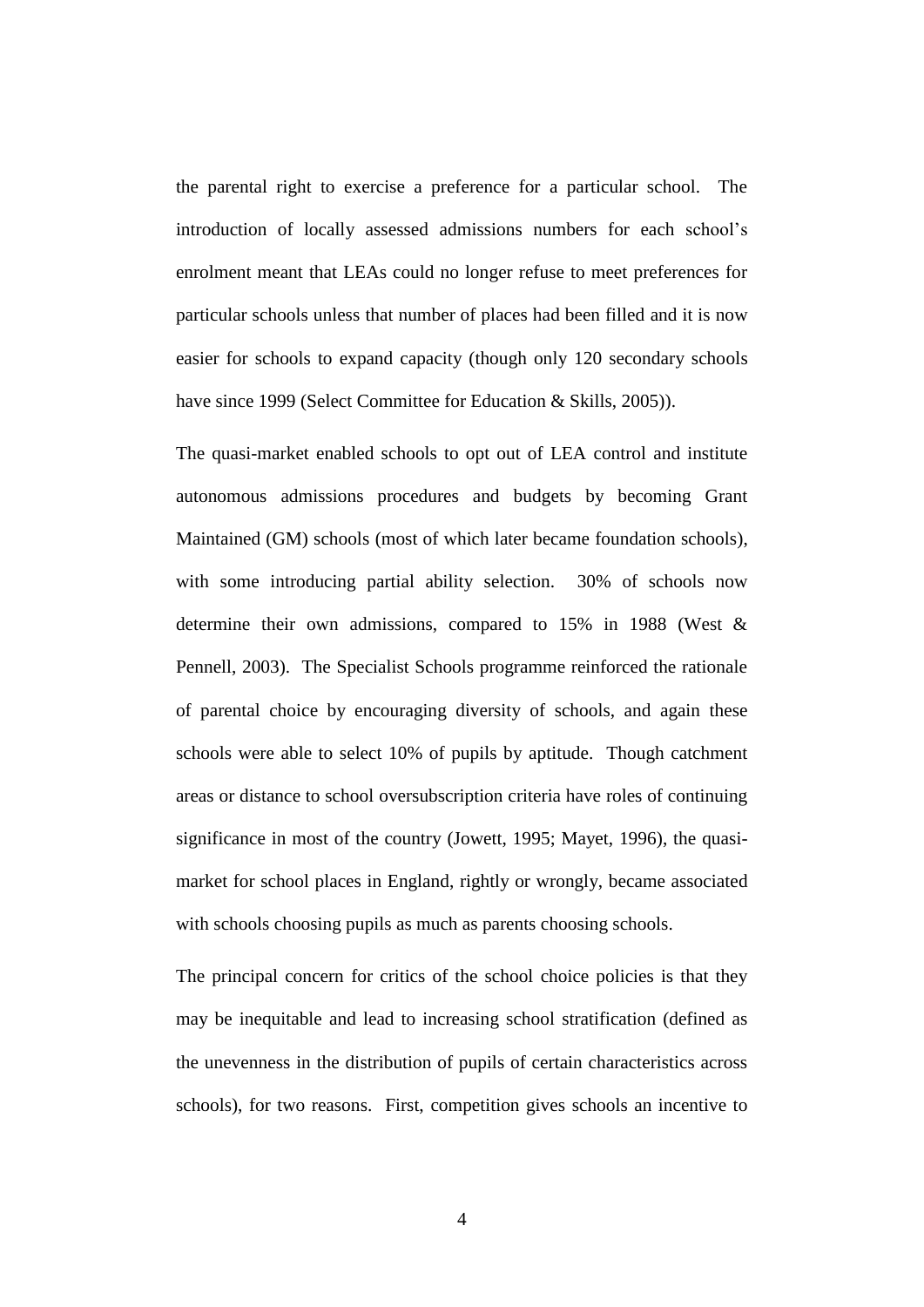the parental right to exercise a preference for a particular school. The introduction of locally assessed admissions numbers for each school's enrolment meant that LEAs could no longer refuse to meet preferences for particular schools unless that number of places had been filled and it is now easier for schools to expand capacity (though only 120 secondary schools have since 1999 (Select Committee for Education & Skills, 2005)).

The quasi-market enabled schools to opt out of LEA control and institute autonomous admissions procedures and budgets by becoming Grant Maintained (GM) schools (most of which later became foundation schools), with some introducing partial ability selection. 30% of schools now determine their own admissions, compared to 15% in 1988 (West & Pennell, 2003). The Specialist Schools programme reinforced the rationale of parental choice by encouraging diversity of schools, and again these schools were able to select 10% of pupils by aptitude. Though catchment areas or distance to school oversubscription criteria have roles of continuing significance in most of the country (Jowett, 1995; Mayet, 1996), the quasi-market for school places in England, rightly or wrongly, became associated with schools choosing pupils as much as parents choosing schools.

The principal concern for critics of the school choice policies is that they may be inequitable and lead to increasing school stratification (defined as the unevenness in the distribution of pupils of certain characteristics across schools), for two reasons. First, competition gives schools an incentive to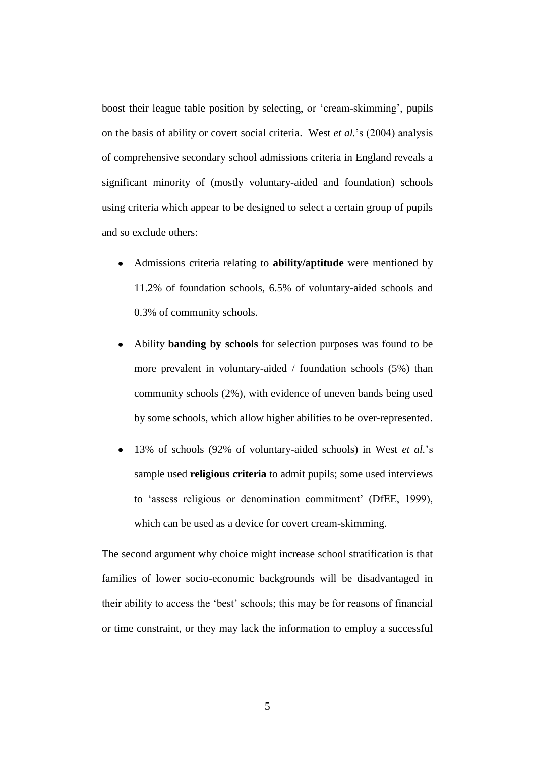boost their league table position by selecting, or 'cream-skimming', pupils on the basis of ability or covert social criteria. West *et al.*'s (2004) analysis of comprehensive secondary school admissions criteria in England reveals a significant minority of (mostly voluntary-aided and foundation) schools using criteria which appear to be designed to select a certain group of pupils and so exclude others:

- Admissions criteria relating to **ability/aptitude** were mentioned by 11.2% of foundation schools, 6.5% of voluntary-aided schools and 0.3% of community schools.
- Ability **banding by schools** for selection purposes was found to be more prevalent in voluntary-aided / foundation schools (5%) than community schools (2%), with evidence of uneven bands being used by some schools, which allow higher abilities to be over-represented.
- 13% of schools (92% of voluntary-aided schools) in West *et al.*'s sample used **religious criteria** to admit pupils; some used interviews to 'assess religious or denomination commitment' (DfEE, 1999), which can be used as a device for covert cream-skimming.

The second argument why choice might increase school stratification is that families of lower socio-economic backgrounds will be disadvantaged in their ability to access the 'best' schools; this may be for reasons of financial or time constraint, or they may lack the information to employ a successful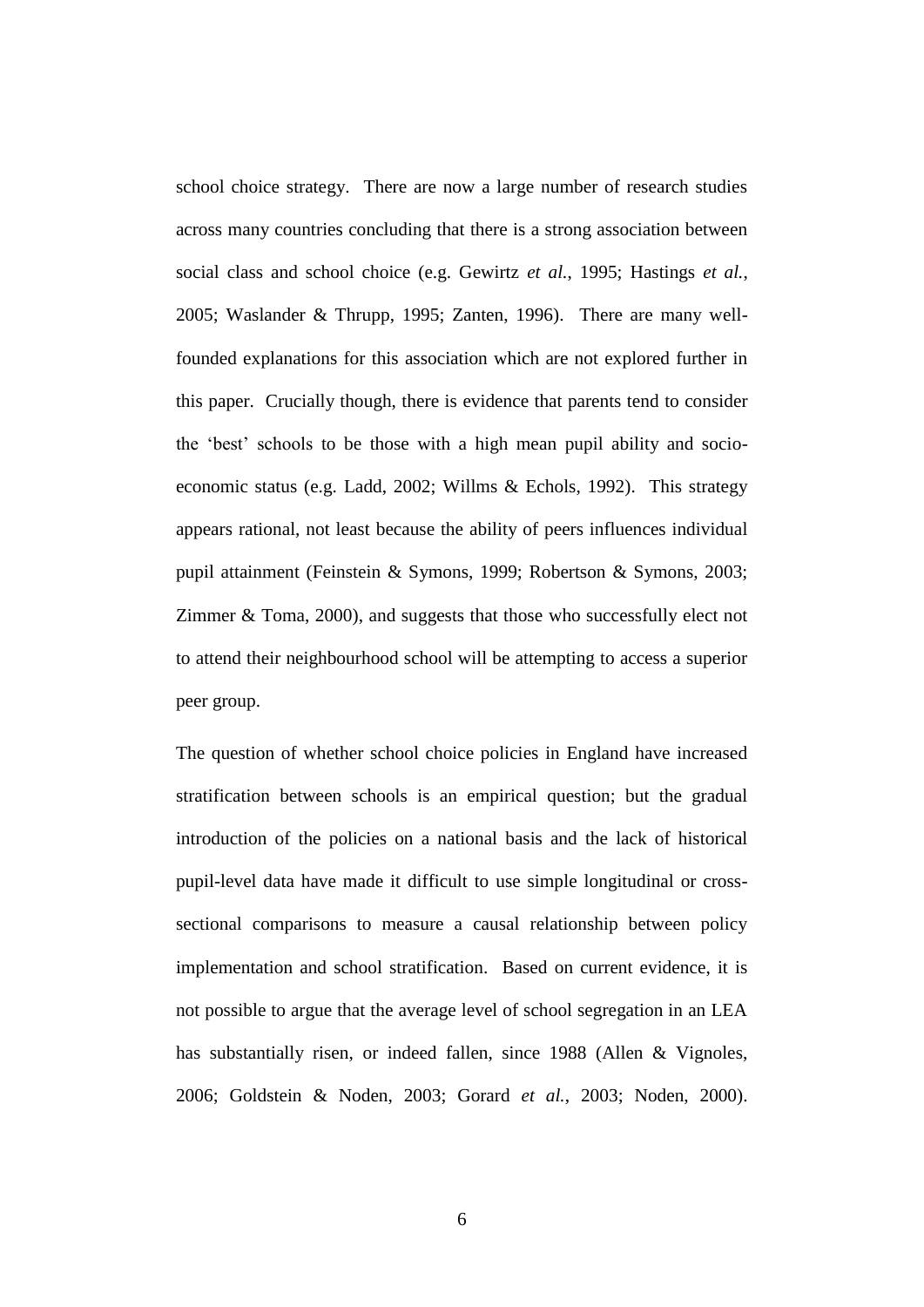school choice strategy. There are now a large number of research studies across many countries concluding that there is a strong association between social class and school choice (e.g. Gewirtz *et al.*, 1995; Hastings *et al.*, 2005; Waslander & Thrupp, 1995; Zanten, 1996). There are many well-founded explanations for this association which are not explored further in this paper. Crucially though, there is evidence that parents tend to consider the 'best' schools to be those with a high mean pupil ability and socio-economic status (e.g. Ladd, 2002; Willms & Echols, 1992). This strategy appears rational, not least because the ability of peers influences individual pupil attainment (Feinstein & Symons, 1999; Robertson & Symons, 2003; Zimmer & Toma, 2000), and suggests that those who successfully elect not to attend their neighbourhood school will be attempting to access a superior peer group.

The question of whether school choice policies in England have increased stratification between schools is an empirical question; but the gradual introduction of the policies on a national basis and the lack of historical pupil-level data have made it difficult to use simple longitudinal or cross-sectional comparisons to measure a causal relationship between policy implementation and school stratification. Based on current evidence, it is not possible to argue that the average level of school segregation in an LEA has substantially risen, or indeed fallen, since 1988 (Allen & Vignoles, 2006; Goldstein & Noden, 2003; Gorard *et al.*, 2003; Noden, 2000).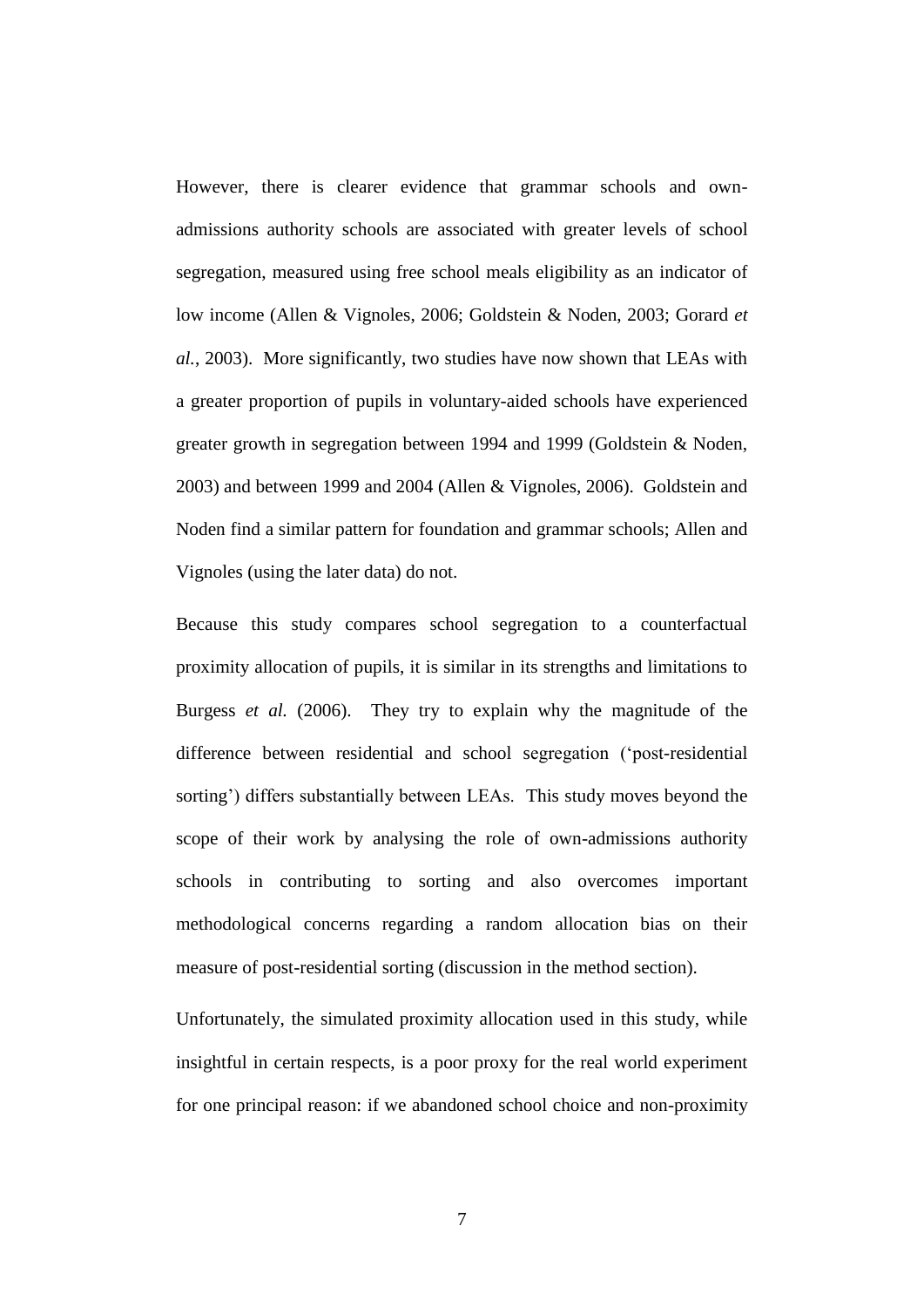However, there is clearer evidence that grammar schools and own-admissions authority schools are associated with greater levels of school segregation, measured using free school meals eligibility as an indicator of low income (Allen & Vignoles, 2006; Goldstein & Noden, 2003; Gorard *et al.*, 2003). More significantly, two studies have now shown that LEAs with a greater proportion of pupils in voluntary-aided schools have experienced greater growth in segregation between 1994 and 1999 (Goldstein & Noden, 2003) and between 1999 and 2004 (Allen & Vignoles, 2006). Goldstein and Noden find a similar pattern for foundation and grammar schools; Allen and Vignoles (using the later data) do not.

Because this study compares school segregation to a counterfactual proximity allocation of pupils, it is similar in its strengths and limitations to Burgess *et al.* (2006). They try to explain why the magnitude of the difference between residential and school segregation ('post-residential sorting') differs substantially between LEAs. This study moves beyond the scope of their work by analysing the role of own-admissions authority schools in contributing to sorting and also overcomes important methodological concerns regarding a random allocation bias on their measure of post-residential sorting (discussion in the method section).

Unfortunately, the simulated proximity allocation used in this study, while insightful in certain respects, is a poor proxy for the real world experiment for one principal reason: if we abandoned school choice and non-proximity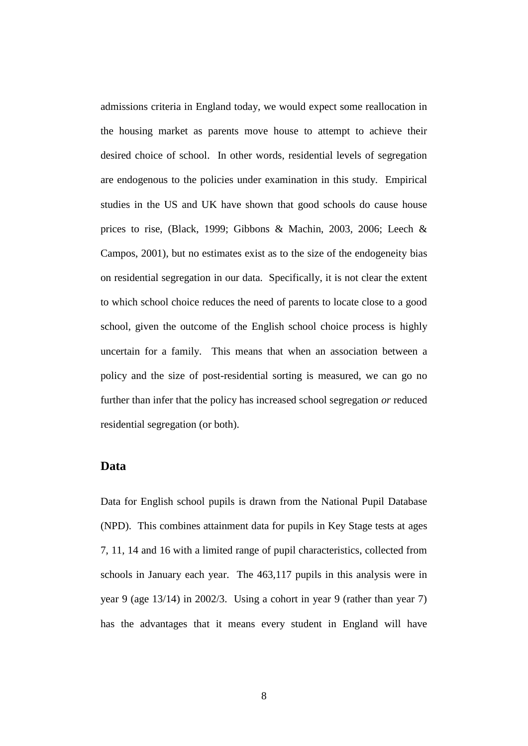admissions criteria in England today, we would expect some reallocation in the housing market as parents move house to attempt to achieve their desired choice of school. In other words, residential levels of segregation are endogenous to the policies under examination in this study. Empirical studies in the US and UK have shown that good schools do cause house prices to rise, (Black, 1999; Gibbons & Machin, 2003, 2006; Leech & Campos, 2001), but no estimates exist as to the size of the endogeneity bias on residential segregation in our data. Specifically, it is not clear the extent to which school choice reduces the need of parents to locate close to a good school, given the outcome of the English school choice process is highly uncertain for a family. This means that when an association between a policy and the size of post-residential sorting is measured, we can go no further than infer that the policy has increased school segregation *or* reduced residential segregation (or both).

## Data

Data for English school pupils is drawn from the National Pupil Database (NPD). This combines attainment data for pupils in Key Stage tests at ages 7, 11, 14 and 16 with a limited range of pupil characteristics, collected from schools in January each year. The 463,117 pupils in this analysis were in year 9 (age 13/14) in 2002/3. Using a cohort in year 9 (rather than year 7) has the advantages that it means every student in England will have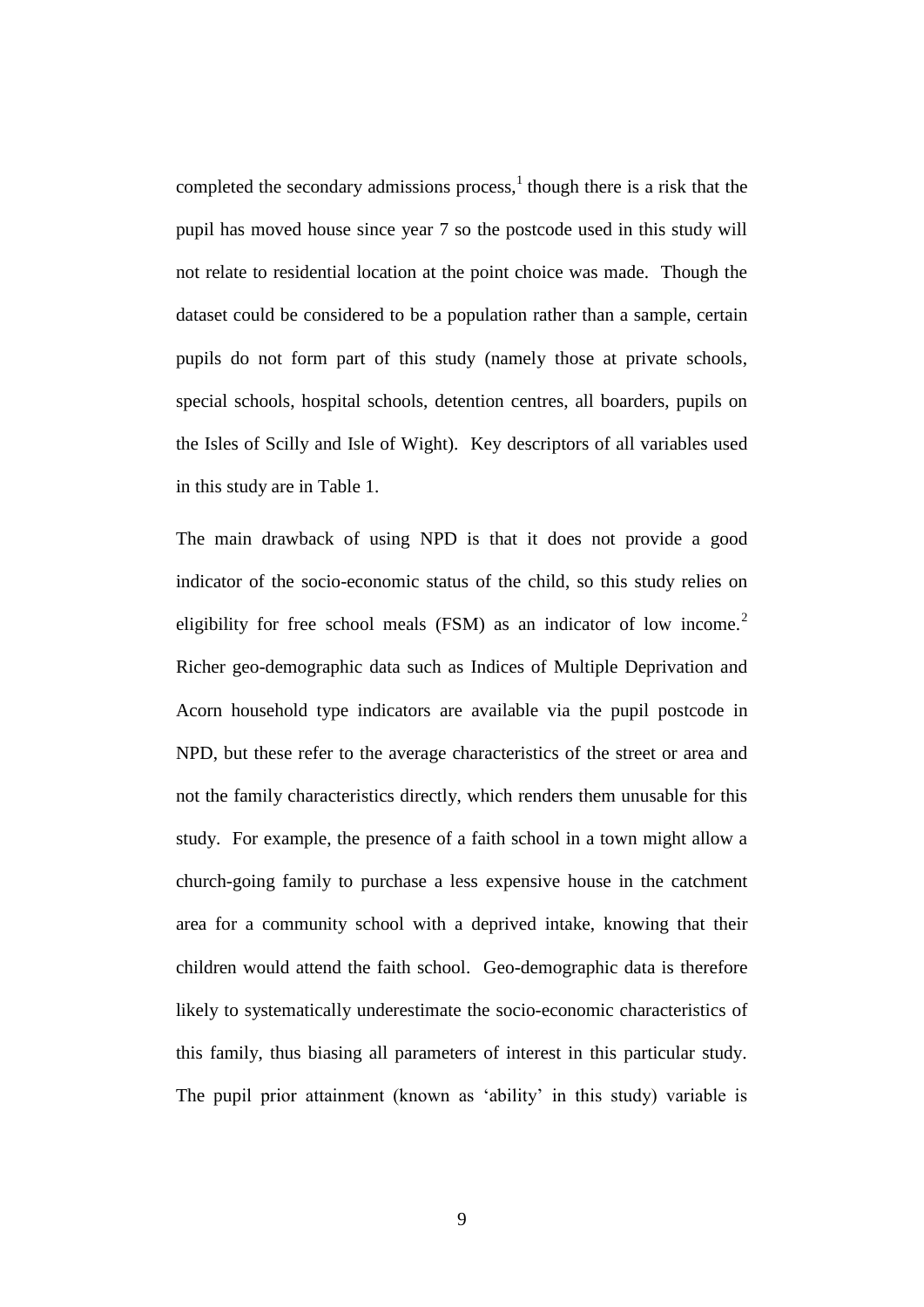completed the secondary admissions process,[1] though there is a risk that the pupil has moved house since year 7 so the postcode used in this study will not relate to residential location at the point choice was made. Though the dataset could be considered to be a population rather than a sample, certain pupils do not form part of this study (namely those at private schools, special schools, hospital schools, detention centres, all boarders, pupils on the Isles of Scilly and Isle of Wight). Key descriptors of all variables used in this study are in Table 1.

The main drawback of using NPD is that it does not provide a good indicator of the socio-economic status of the child, so this study relies on eligibility for free school meals (FSM) as an indicator of low income.[2] Richer geo-demographic data such as Indices of Multiple Deprivation and Acorn household type indicators are available via the pupil postcode in NPD, but these refer to the average characteristics of the street or area and not the family characteristics directly, which renders them unusable for this study. For example, the presence of a faith school in a town might allow a church-going family to purchase a less expensive house in the catchment area for a community school with a deprived intake, knowing that their children would attend the faith school. Geo-demographic data is therefore likely to systematically underestimate the socio-economic characteristics of this family, thus biasing all parameters of interest in this particular study. The pupil prior attainment (known as 'ability' in this study) variable is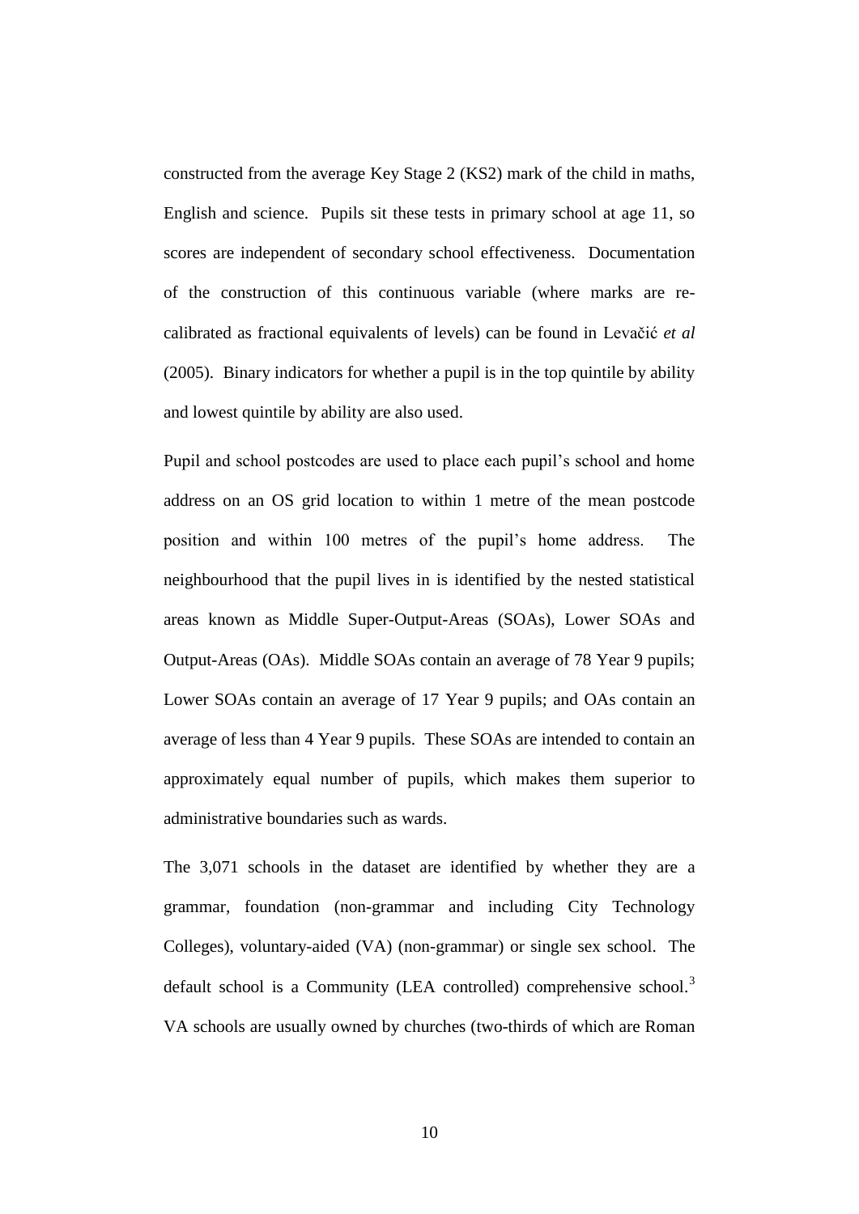constructed from the average Key Stage 2 (KS2) mark of the child in maths, English and science. Pupils sit these tests in primary school at age 11, so scores are independent of secondary school effectiveness. Documentation of the construction of this continuous variable (where marks are re-calibrated as fractional equivalents of levels) can be found in Levačić *et al* (2005). Binary indicators for whether a pupil is in the top quintile by ability and lowest quintile by ability are also used.

Pupil and school postcodes are used to place each pupil's school and home address on an OS grid location to within 1 metre of the mean postcode position and within 100 metres of the pupil's home address. The neighbourhood that the pupil lives in is identified by the nested statistical areas known as Middle Super-Output-Areas (SOAs), Lower SOAs and Output-Areas (OAs). Middle SOAs contain an average of 78 Year 9 pupils; Lower SOAs contain an average of 17 Year 9 pupils; and OAs contain an average of less than 4 Year 9 pupils. These SOAs are intended to contain an approximately equal number of pupils, which makes them superior to administrative boundaries such as wards.

The 3,071 schools in the dataset are identified by whether they are a grammar, foundation (non-grammar and including City Technology Colleges), voluntary-aided (VA) (non-grammar) or single sex school. The default school is a Community (LEA controlled) comprehensive school.[3] VA schools are usually owned by churches (two-thirds of which are Roman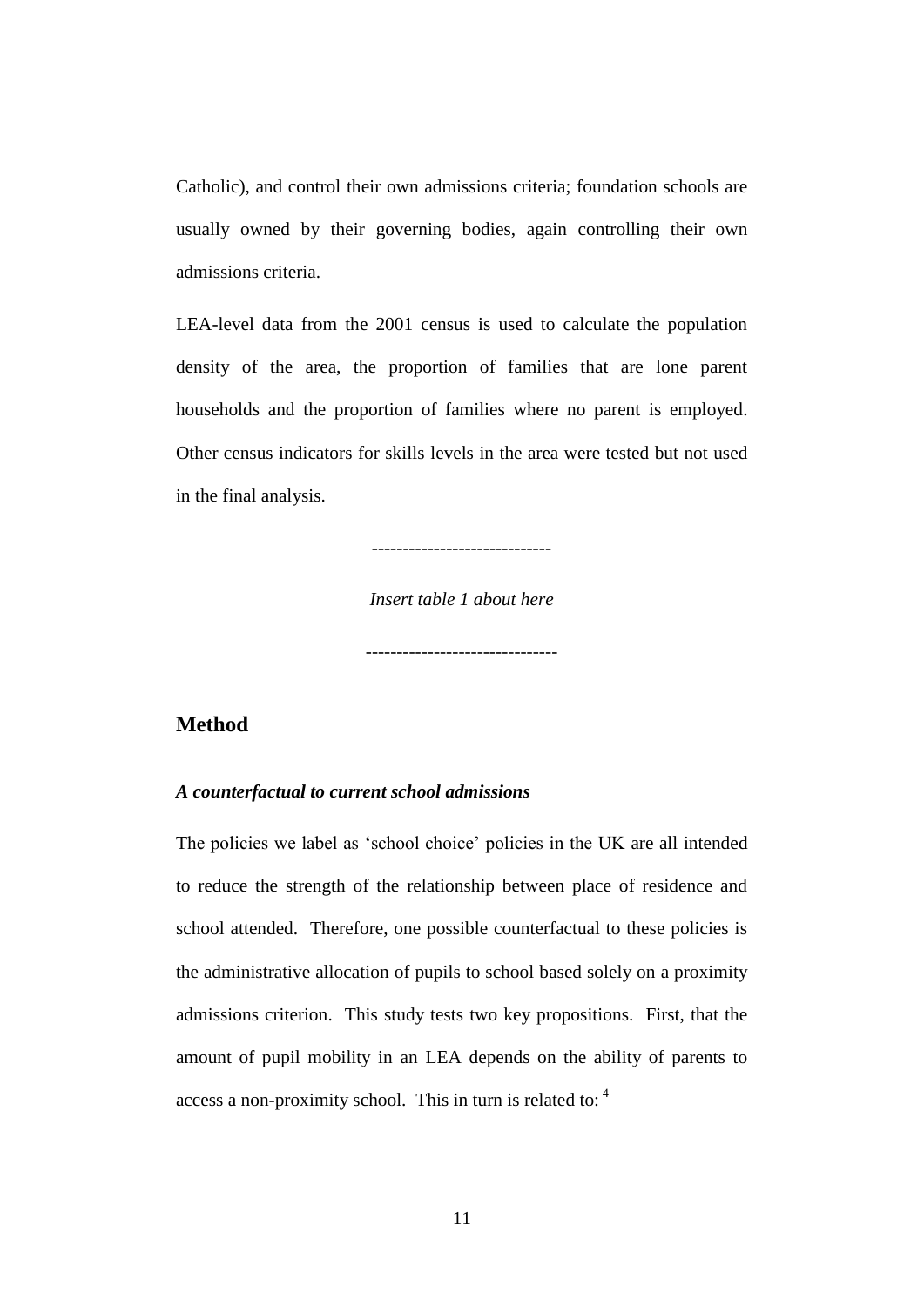Catholic), and control their own admissions criteria; foundation schools are usually owned by their governing bodies, again controlling their own admissions criteria.

LEA-level data from the 2001 census is used to calculate the population density of the area, the proportion of families that are lone parent households and the proportion of families where no parent is employed. Other census indicators for skills levels in the area were tested but not used in the final analysis.

----------------------------

*Insert table 1 about here*

------------------------------

## Method

### *A counterfactual to current school admissions*

The policies we label as 'school choice' policies in the UK are all intended to reduce the strength of the relationship between place of residence and school attended. Therefore, one possible counterfactual to these policies is the administrative allocation of pupils to school based solely on a proximity admissions criterion. This study tests two key propositions. First, that the amount of pupil mobility in an LEA depends on the ability of parents to access a non-proximity school. This in turn is related to: [4]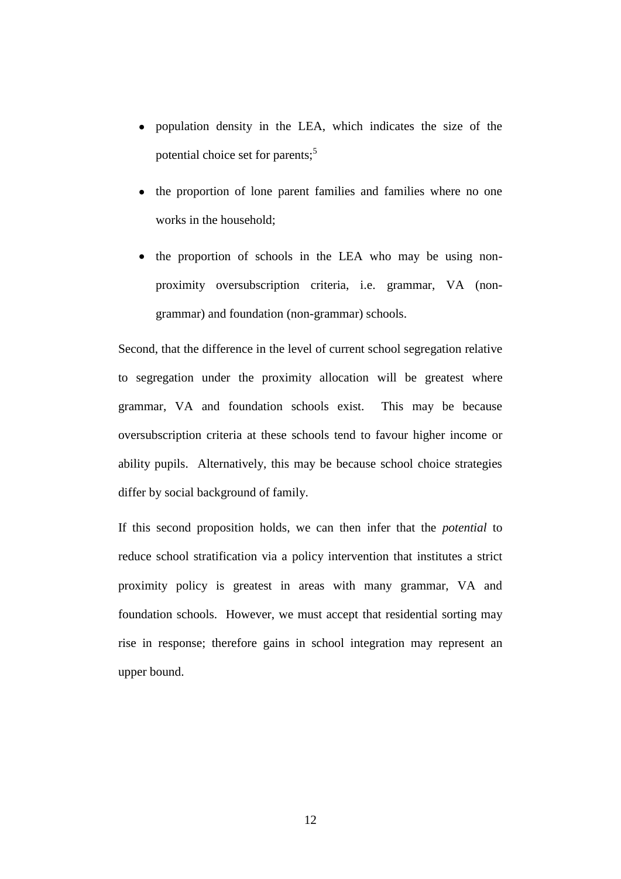- population density in the LEA, which indicates the size of the potential choice set for parents;[5]

- the proportion of lone parent families and families where no one works in the household;

- the proportion of schools in the LEA who may be using non-proximity oversubscription criteria, i.e. grammar, VA (non-grammar) and foundation (non-grammar) schools.

Second, that the difference in the level of current school segregation relative to segregation under the proximity allocation will be greatest where grammar, VA and foundation schools exist. This may be because oversubscription criteria at these schools tend to favour higher income or ability pupils. Alternatively, this may be because school choice strategies differ by social background of family.

If this second proposition holds, we can then infer that the *potential* to reduce school stratification via a policy intervention that institutes a strict proximity policy is greatest in areas with many grammar, VA and foundation schools. However, we must accept that residential sorting may rise in response; therefore gains in school integration may represent an upper bound.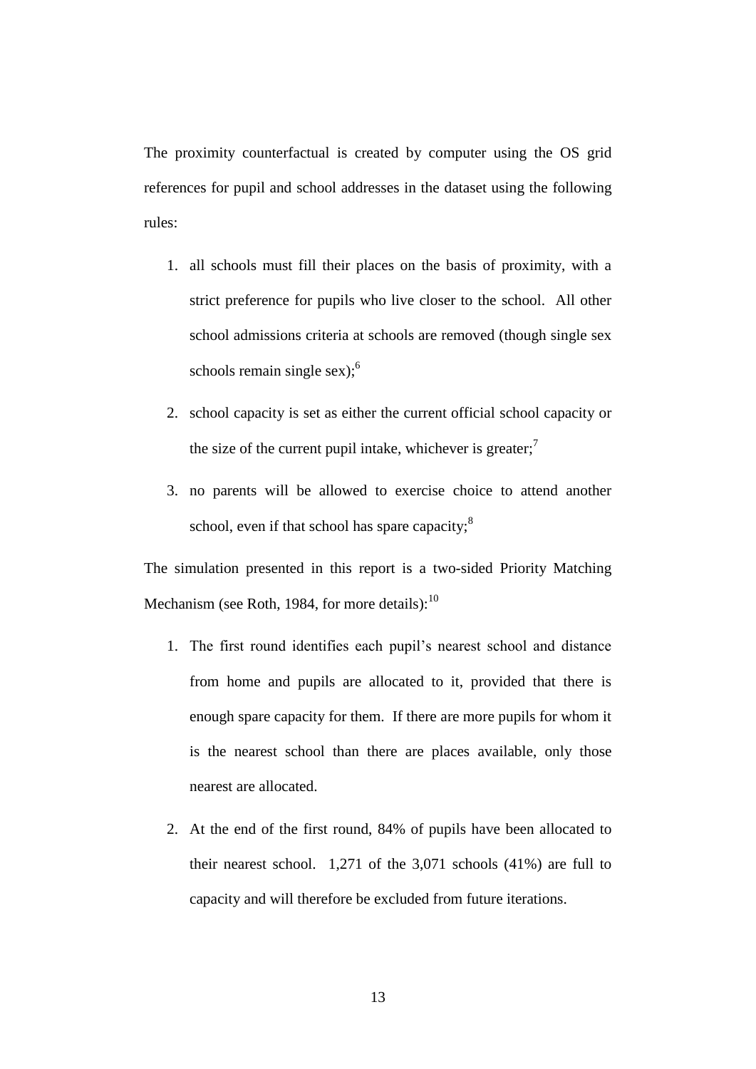The proximity counterfactual is created by computer using the OS grid references for pupil and school addresses in the dataset using the following rules:

1. all schools must fill their places on the basis of proximity, with a strict preference for pupils who live closer to the school. All other school admissions criteria at schools are removed (though single sex schools remain single sex);[6]
2. school capacity is set as either the current official school capacity or the size of the current pupil intake, whichever is greater;[7]
3. no parents will be allowed to exercise choice to attend another school, even if that school has spare capacity;[8]

The simulation presented in this report is a two-sided Priority Matching Mechanism (see Roth, 1984, for more details):[10]

1. The first round identifies each pupil's nearest school and distance from home and pupils are allocated to it, provided that there is enough spare capacity for them. If there are more pupils for whom it is the nearest school than there are places available, only those nearest are allocated.
2. At the end of the first round, 84% of pupils have been allocated to their nearest school. 1,271 of the 3,071 schools (41%) are full to capacity and will therefore be excluded from future iterations.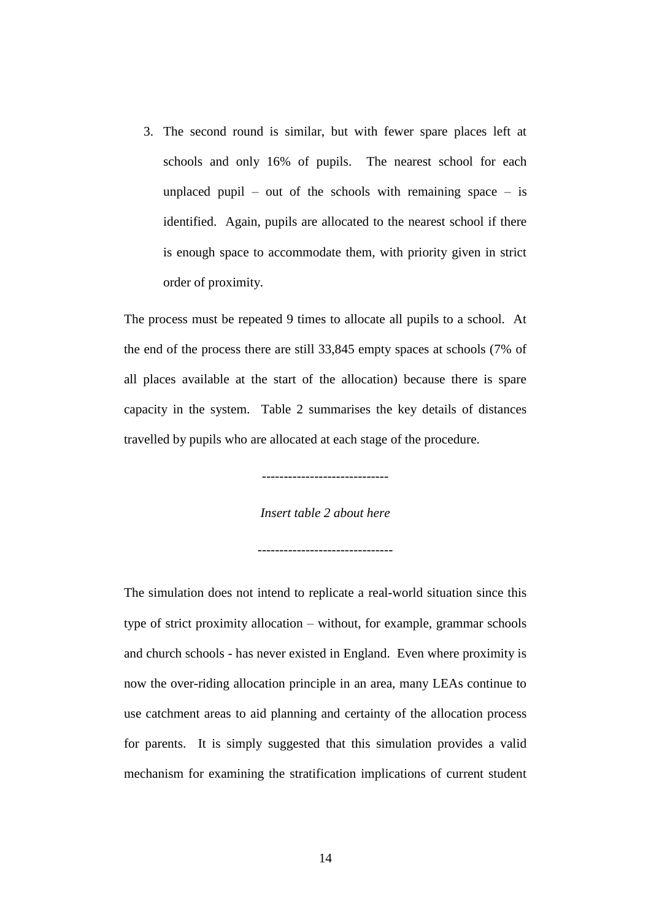3. The second round is similar, but with fewer spare places left at schools and only 16% of pupils. The nearest school for each unplaced pupil – out of the schools with remaining space – is identified. Again, pupils are allocated to the nearest school if there is enough space to accommodate them, with priority given in strict order of proximity.

The process must be repeated 9 times to allocate all pupils to a school. At the end of the process there are still 33,845 empty spaces at schools (7% of all places available at the start of the allocation) because there is spare capacity in the system. Table 2 summarises the key details of distances travelled by pupils who are allocated at each stage of the procedure.

-----------------------------

*Insert table 2 about here*

-------------------------------

The simulation does not intend to replicate a real-world situation since this type of strict proximity allocation – without, for example, grammar schools and church schools - has never existed in England. Even where proximity is now the over-riding allocation principle in an area, many LEAs continue to use catchment areas to aid planning and certainty of the allocation process for parents. It is simply suggested that this simulation provides a valid mechanism for examining the stratification implications of current student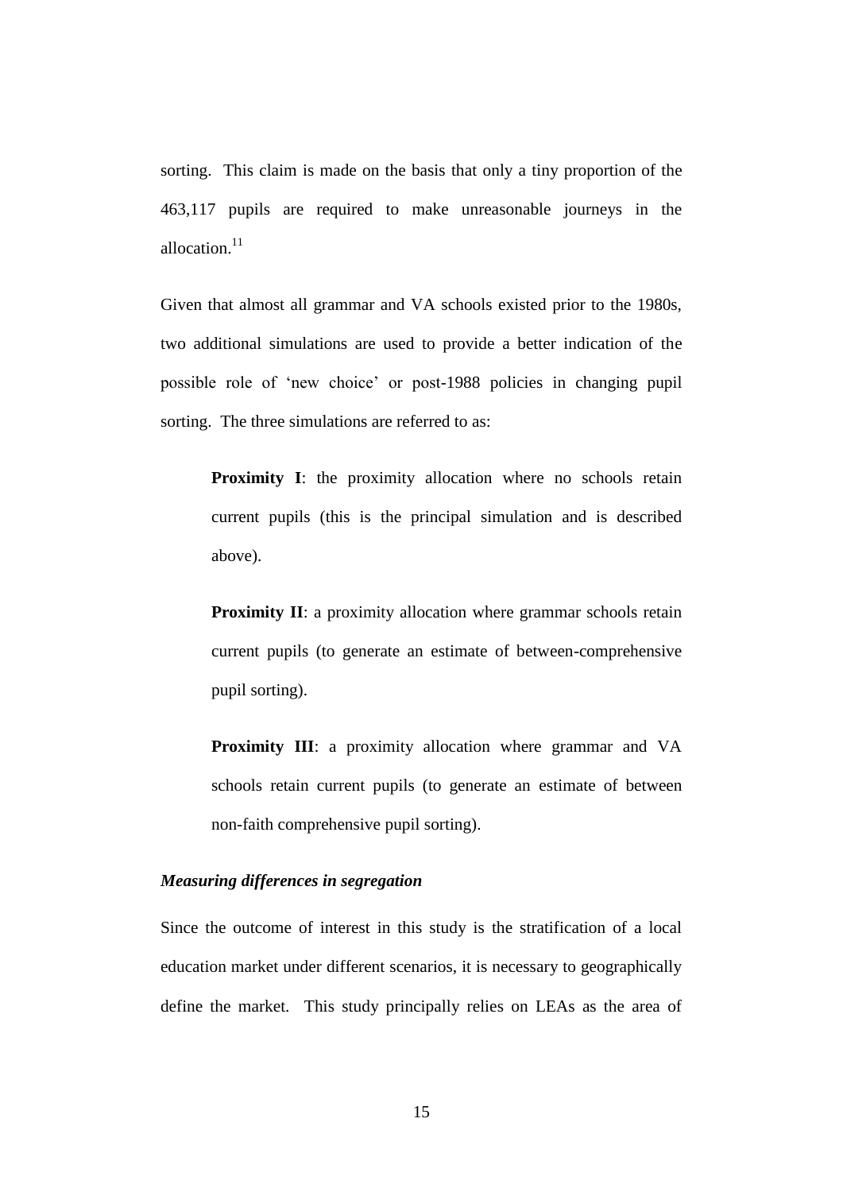sorting. This claim is made on the basis that only a tiny proportion of the 463,117 pupils are required to make unreasonable journeys in the allocation.[11]

Given that almost all grammar and VA schools existed prior to the 1980s, two additional simulations are used to provide a better indication of the possible role of 'new choice' or post-1988 policies in changing pupil sorting. The three simulations are referred to as:

> **Proximity I**: the proximity allocation where no schools retain current pupils (this is the principal simulation and is described above).
>
> **Proximity II**: a proximity allocation where grammar schools retain current pupils (to generate an estimate of between-comprehensive pupil sorting).
>
> **Proximity III**: a proximity allocation where grammar and VA schools retain current pupils (to generate an estimate of between non-faith comprehensive pupil sorting).

### *Measuring differences in segregation*

Since the outcome of interest in this study is the stratification of a local education market under different scenarios, it is necessary to geographically define the market. This study principally relies on LEAs as the area of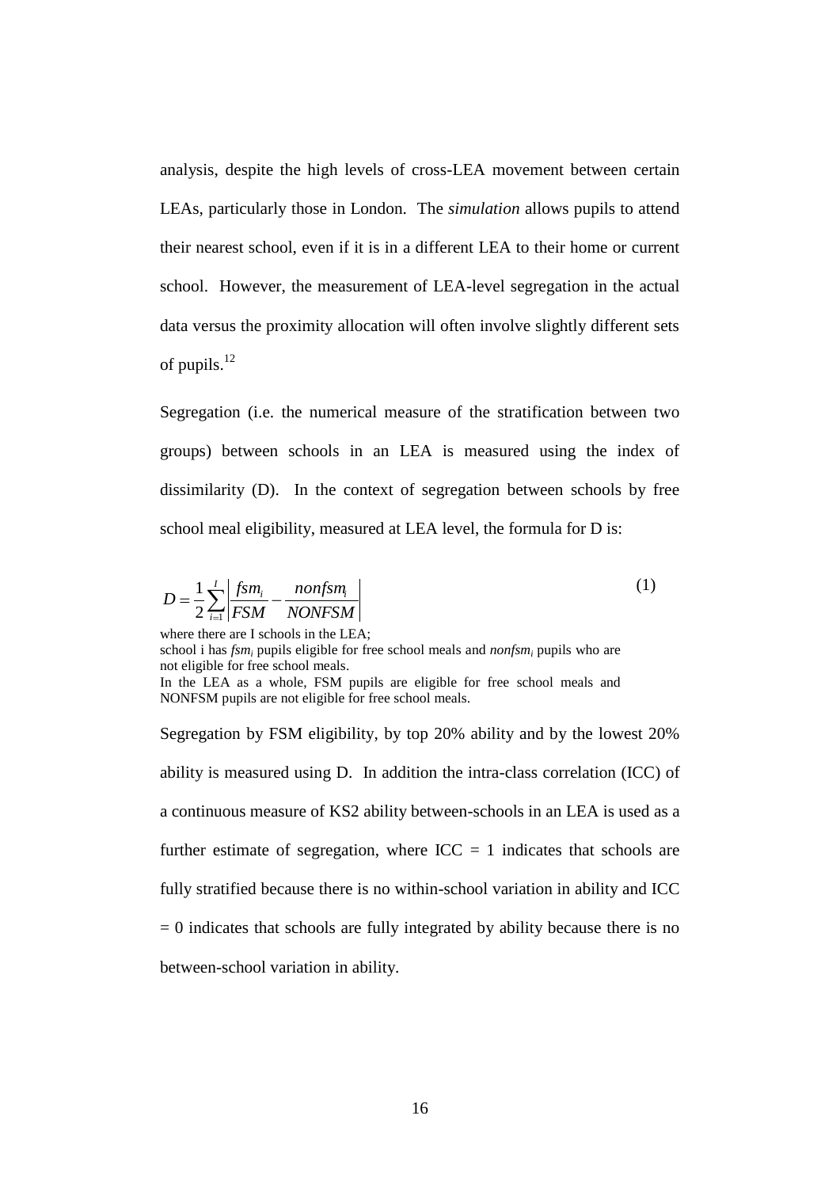analysis, despite the high levels of cross-LEA movement between certain LEAs, particularly those in London. The *simulation* allows pupils to attend their nearest school, even if it is in a different LEA to their home or current school. However, the measurement of LEA-level segregation in the actual data versus the proximity allocation will often involve slightly different sets of pupils.[12]

Segregation (i.e. the numerical measure of the stratification between two groups) between schools in an LEA is measured using the index of dissimilarity (D). In the context of segregation between schools by free school meal eligibility, measured at LEA level, the formula for D is:

$$D = \frac{1}{2}\sum_{i=1}^{I}\left|\frac{fsm_i}{FSM} - \frac{nonfsm_i}{NONFSM}\right| \qquad (1)$$

where there are I schools in the LEA;
school i has $fsm_i$ pupils eligible for free school meals and $nonfsm_i$ pupils who are not eligible for free school meals.
In the LEA as a whole, FSM pupils are eligible for free school meals and NONFSM pupils are not eligible for free school meals.

Segregation by FSM eligibility, by top 20% ability and by the lowest 20% ability is measured using D. In addition the intra-class correlation (ICC) of a continuous measure of KS2 ability between-schools in an LEA is used as a further estimate of segregation, where ICC = 1 indicates that schools are fully stratified because there is no within-school variation in ability and ICC = 0 indicates that schools are fully integrated by ability because there is no between-school variation in ability.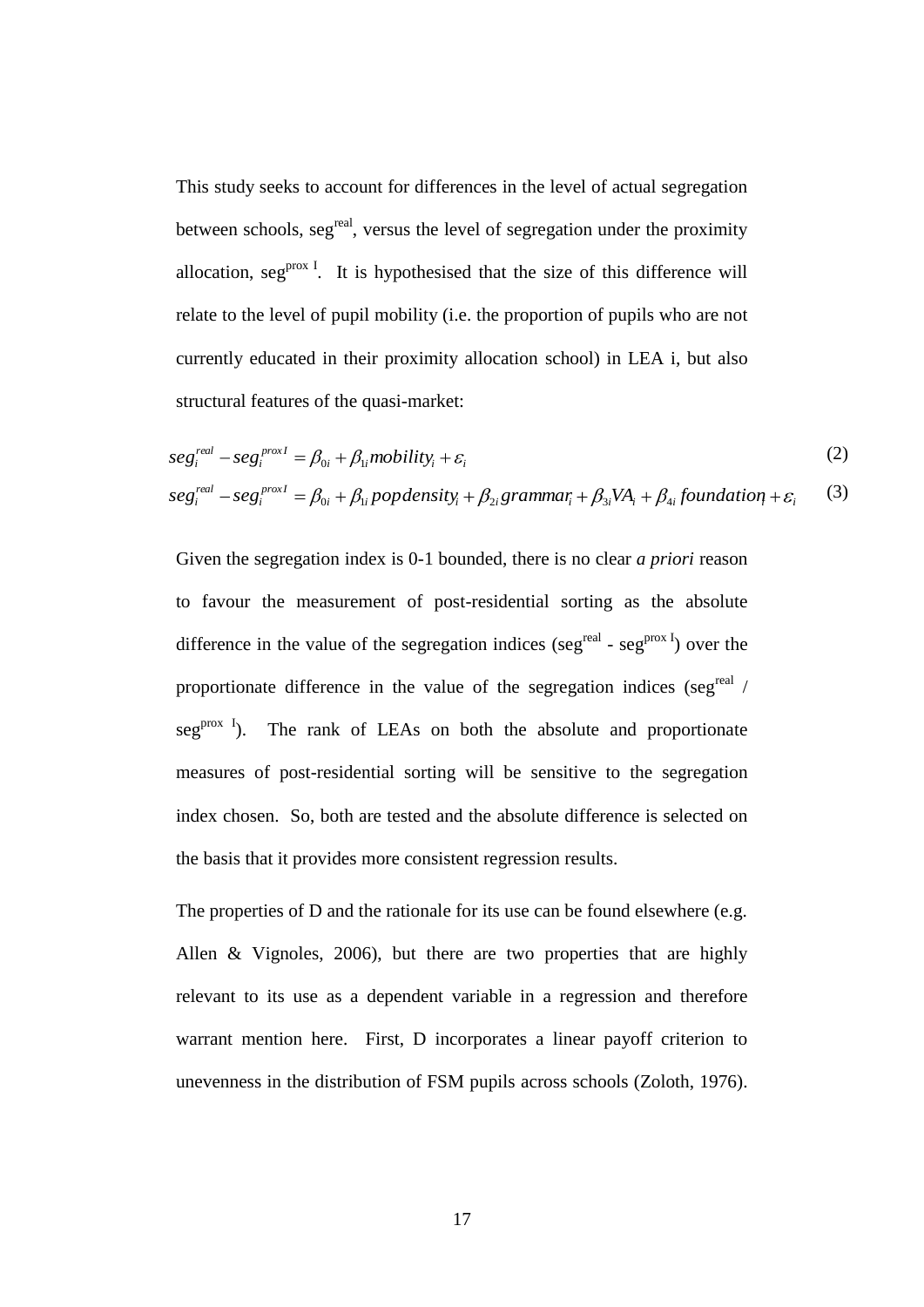This study seeks to account for differences in the level of actual segregation between schools, $seg^{real}$, versus the level of segregation under the proximity allocation, $seg^{prox\ I}$. It is hypothesised that the size of this difference will relate to the level of pupil mobility (i.e. the proportion of pupils who are not currently educated in their proximity allocation school) in LEA i, but also structural features of the quasi-market:

$$seg_i^{real} - seg_i^{proxI} = \beta_{0i} + \beta_{1i} mobility_i + \varepsilon_i \tag{2}$$

$$seg_i^{real} - seg_i^{proxI} = \beta_{0i} + \beta_{1i} popdensity_i + \beta_{2i} grammar_i + \beta_{3i} VA_i + \beta_{4i} foundation_i + \varepsilon_i \tag{3}$$

Given the segregation index is 0-1 bounded, there is no clear *a priori* reason to favour the measurement of post-residential sorting as the absolute difference in the value of the segregation indices ($seg^{real}$ - $seg^{prox\ I}$) over the proportionate difference in the value of the segregation indices ($seg^{real}$ / $seg^{prox\ I}$). The rank of LEAs on both the absolute and proportionate measures of post-residential sorting will be sensitive to the segregation index chosen. So, both are tested and the absolute difference is selected on the basis that it provides more consistent regression results.

The properties of D and the rationale for its use can be found elsewhere (e.g. Allen & Vignoles, 2006), but there are two properties that are highly relevant to its use as a dependent variable in a regression and therefore warrant mention here. First, D incorporates a linear payoff criterion to unevenness in the distribution of FSM pupils across schools (Zoloth, 1976).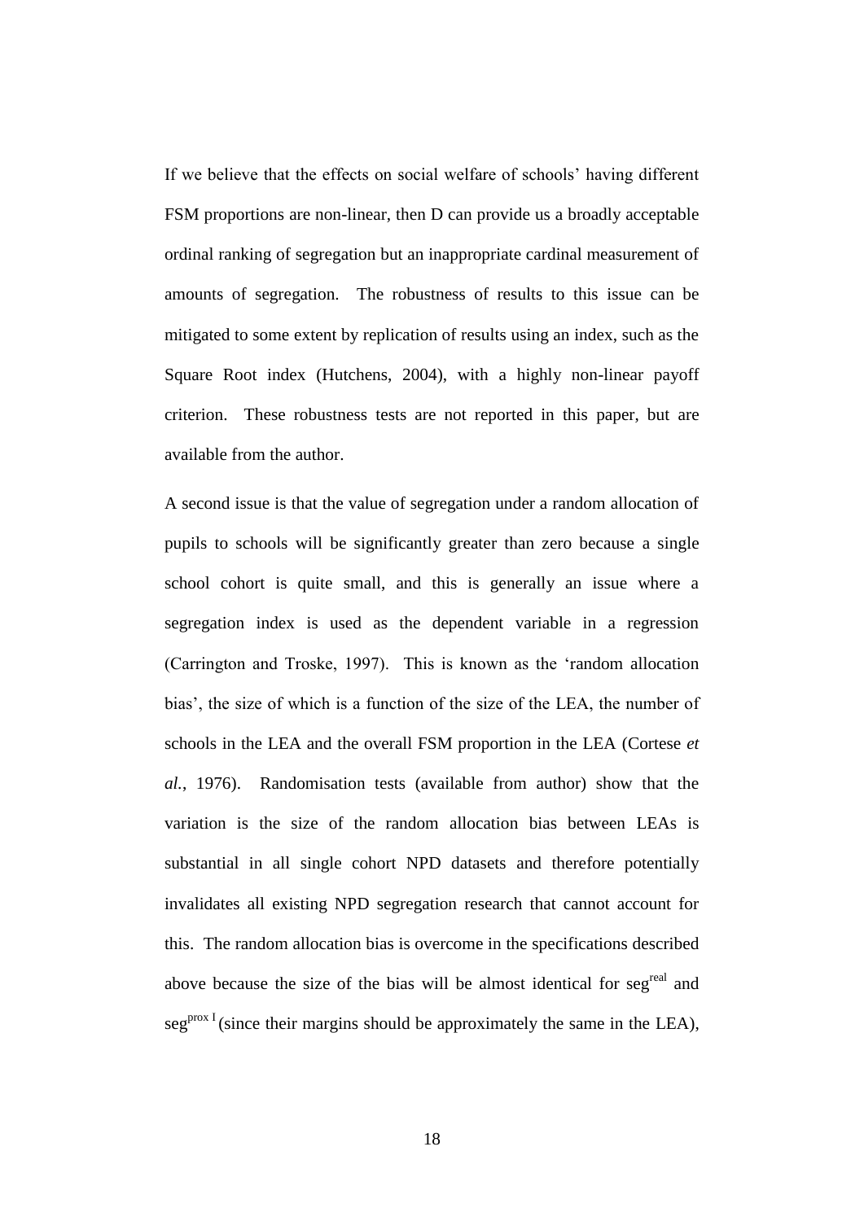If we believe that the effects on social welfare of schools' having different FSM proportions are non-linear, then D can provide us a broadly acceptable ordinal ranking of segregation but an inappropriate cardinal measurement of amounts of segregation. The robustness of results to this issue can be mitigated to some extent by replication of results using an index, such as the Square Root index (Hutchens, 2004), with a highly non-linear payoff criterion. These robustness tests are not reported in this paper, but are available from the author.

A second issue is that the value of segregation under a random allocation of pupils to schools will be significantly greater than zero because a single school cohort is quite small, and this is generally an issue where a segregation index is used as the dependent variable in a regression (Carrington and Troske, 1997). This is known as the 'random allocation bias', the size of which is a function of the size of the LEA, the number of schools in the LEA and the overall FSM proportion in the LEA (Cortese *et al.*, 1976). Randomisation tests (available from author) show that the variation is the size of the random allocation bias between LEAs is substantial in all single cohort NPD datasets and therefore potentially invalidates all existing NPD segregation research that cannot account for this. The random allocation bias is overcome in the specifications described above because the size of the bias will be almost identical for $seg^{real}$ and $seg^{prox\ I}$ (since their margins should be approximately the same in the LEA),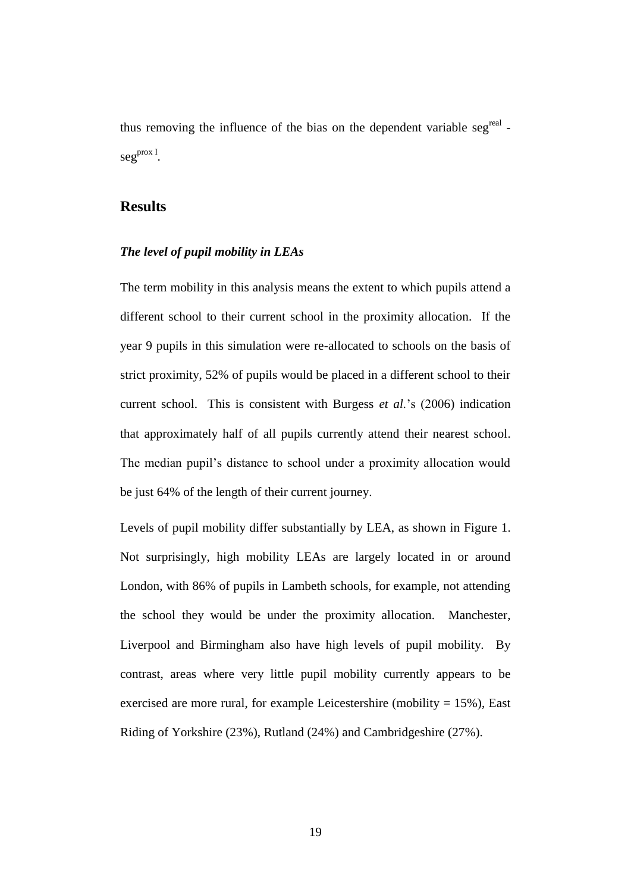thus removing the influence of the bias on the dependent variable $seg^{real}$ - $seg^{prox\ I}$.

## Results

### *The level of pupil mobility in LEAs*

The term mobility in this analysis means the extent to which pupils attend a different school to their current school in the proximity allocation. If the year 9 pupils in this simulation were re-allocated to schools on the basis of strict proximity, 52% of pupils would be placed in a different school to their current school. This is consistent with Burgess *et al.*'s (2006) indication that approximately half of all pupils currently attend their nearest school. The median pupil's distance to school under a proximity allocation would be just 64% of the length of their current journey.

Levels of pupil mobility differ substantially by LEA, as shown in Figure 1. Not surprisingly, high mobility LEAs are largely located in or around London, with 86% of pupils in Lambeth schools, for example, not attending the school they would be under the proximity allocation. Manchester, Liverpool and Birmingham also have high levels of pupil mobility. By contrast, areas where very little pupil mobility currently appears to be exercised are more rural, for example Leicestershire (mobility = 15%), East Riding of Yorkshire (23%), Rutland (24%) and Cambridgeshire (27%).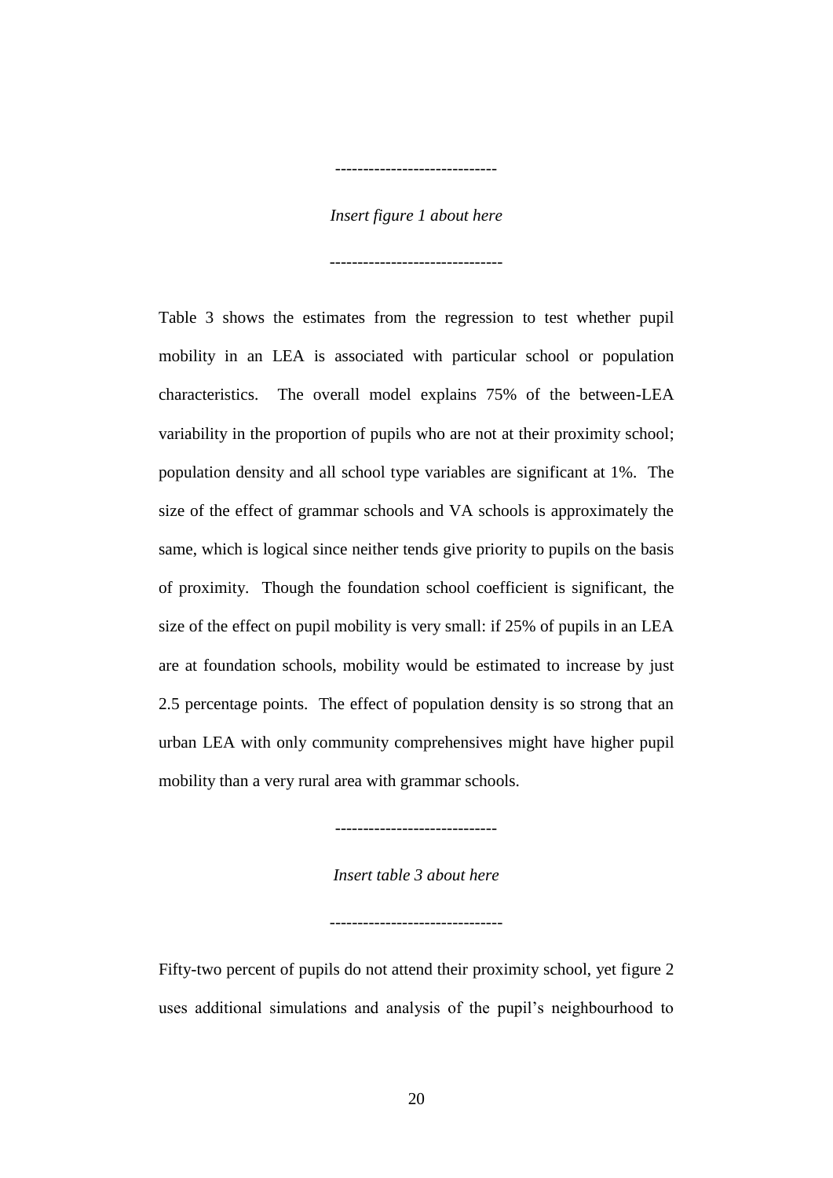----------------------------

*Insert figure 1 about here*

------------------------------

Table 3 shows the estimates from the regression to test whether pupil mobility in an LEA is associated with particular school or population characteristics. The overall model explains 75% of the between-LEA variability in the proportion of pupils who are not at their proximity school; population density and all school type variables are significant at 1%. The size of the effect of grammar schools and VA schools is approximately the same, which is logical since neither tends give priority to pupils on the basis of proximity. Though the foundation school coefficient is significant, the size of the effect on pupil mobility is very small: if 25% of pupils in an LEA are at foundation schools, mobility would be estimated to increase by just 2.5 percentage points. The effect of population density is so strong that an urban LEA with only community comprehensives might have higher pupil mobility than a very rural area with grammar schools.

----------------------------

*Insert table 3 about here*

------------------------------

Fifty-two percent of pupils do not attend their proximity school, yet figure 2 uses additional simulations and analysis of the pupil's neighbourhood to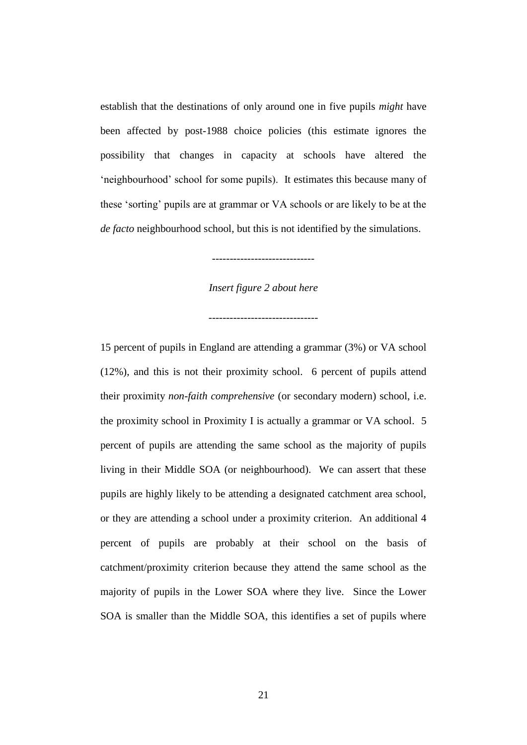establish that the destinations of only around one in five pupils *might* have been affected by post-1988 choice policies (this estimate ignores the possibility that changes in capacity at schools have altered the 'neighbourhood' school for some pupils). It estimates this because many of these 'sorting' pupils are at grammar or VA schools or are likely to be at the *de facto* neighbourhood school, but this is not identified by the simulations.

-----------------------------

*Insert figure 2 about here*

-------------------------------

15 percent of pupils in England are attending a grammar (3%) or VA school (12%), and this is not their proximity school. 6 percent of pupils attend their proximity *non-faith comprehensive* (or secondary modern) school, i.e. the proximity school in Proximity I is actually a grammar or VA school. 5 percent of pupils are attending the same school as the majority of pupils living in their Middle SOA (or neighbourhood). We can assert that these pupils are highly likely to be attending a designated catchment area school, or they are attending a school under a proximity criterion. An additional 4 percent of pupils are probably at their school on the basis of catchment/proximity criterion because they attend the same school as the majority of pupils in the Lower SOA where they live. Since the Lower SOA is smaller than the Middle SOA, this identifies a set of pupils where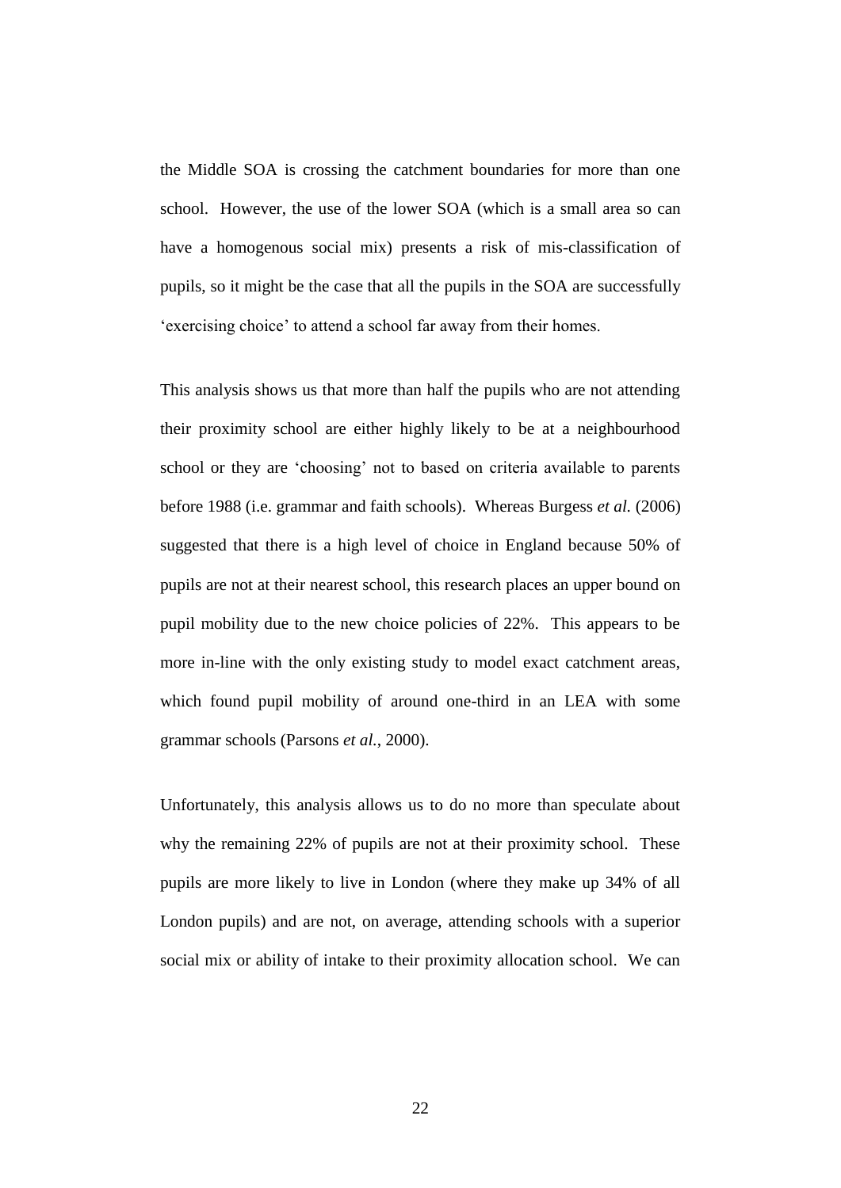the Middle SOA is crossing the catchment boundaries for more than one school. However, the use of the lower SOA (which is a small area so can have a homogenous social mix) presents a risk of mis-classification of pupils, so it might be the case that all the pupils in the SOA are successfully 'exercising choice' to attend a school far away from their homes.

This analysis shows us that more than half the pupils who are not attending their proximity school are either highly likely to be at a neighbourhood school or they are 'choosing' not to based on criteria available to parents before 1988 (i.e. grammar and faith schools). Whereas Burgess *et al.* (2006) suggested that there is a high level of choice in England because 50% of pupils are not at their nearest school, this research places an upper bound on pupil mobility due to the new choice policies of 22%. This appears to be more in-line with the only existing study to model exact catchment areas, which found pupil mobility of around one-third in an LEA with some grammar schools (Parsons *et al.*, 2000).

Unfortunately, this analysis allows us to do no more than speculate about why the remaining 22% of pupils are not at their proximity school. These pupils are more likely to live in London (where they make up 34% of all London pupils) and are not, on average, attending schools with a superior social mix or ability of intake to their proximity allocation school. We can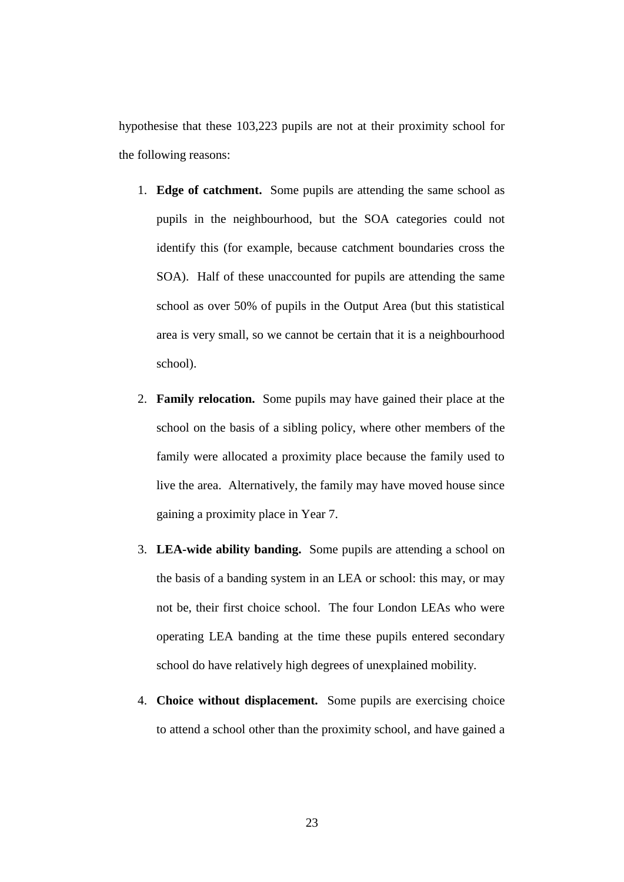hypothesise that these 103,223 pupils are not at their proximity school for the following reasons:

1. **Edge of catchment.** Some pupils are attending the same school as pupils in the neighbourhood, but the SOA categories could not identify this (for example, because catchment boundaries cross the SOA). Half of these unaccounted for pupils are attending the same school as over 50% of pupils in the Output Area (but this statistical area is very small, so we cannot be certain that it is a neighbourhood school).

2. **Family relocation.** Some pupils may have gained their place at the school on the basis of a sibling policy, where other members of the family were allocated a proximity place because the family used to live the area. Alternatively, the family may have moved house since gaining a proximity place in Year 7.

3. **LEA-wide ability banding.** Some pupils are attending a school on the basis of a banding system in an LEA or school: this may, or may not be, their first choice school. The four London LEAs who were operating LEA banding at the time these pupils entered secondary school do have relatively high degrees of unexplained mobility.

4. **Choice without displacement.** Some pupils are exercising choice to attend a school other than the proximity school, and have gained a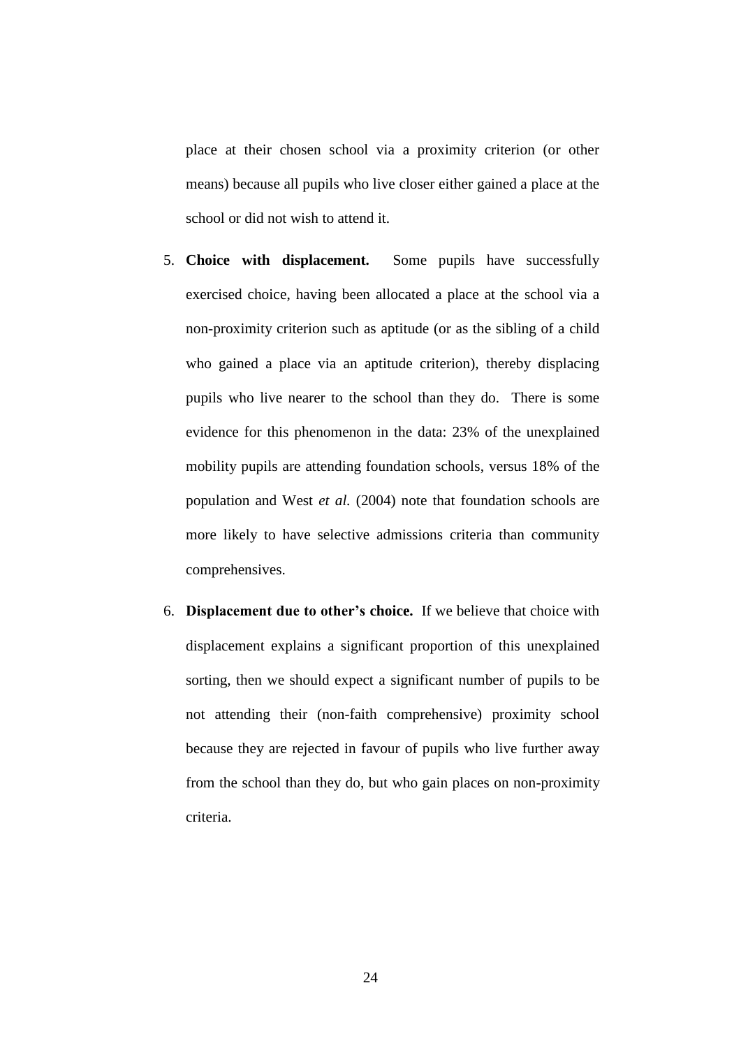place at their chosen school via a proximity criterion (or other means) because all pupils who live closer either gained a place at the school or did not wish to attend it.

5. **Choice with displacement.** Some pupils have successfully exercised choice, having been allocated a place at the school via a non-proximity criterion such as aptitude (or as the sibling of a child who gained a place via an aptitude criterion), thereby displacing pupils who live nearer to the school than they do. There is some evidence for this phenomenon in the data: 23% of the unexplained mobility pupils are attending foundation schools, versus 18% of the population and West *et al.* (2004) note that foundation schools are more likely to have selective admissions criteria than community comprehensives.

6. **Displacement due to other's choice.** If we believe that choice with displacement explains a significant proportion of this unexplained sorting, then we should expect a significant number of pupils to be not attending their (non-faith comprehensive) proximity school because they are rejected in favour of pupils who live further away from the school than they do, but who gain places on non-proximity criteria.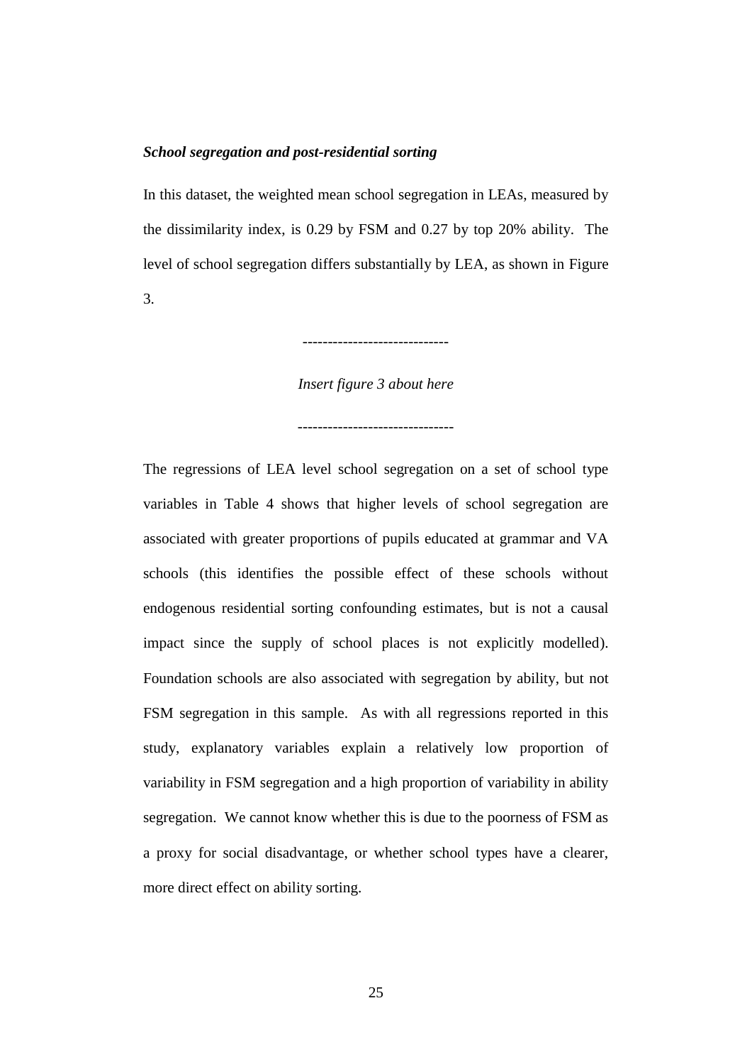***School segregation and post-residential sorting***

In this dataset, the weighted mean school segregation in LEAs, measured by the dissimilarity index, is 0.29 by FSM and 0.27 by top 20% ability. The level of school segregation differs substantially by LEA, as shown in Figure 3.

----------------------------

*Insert figure 3 about here*

------------------------------

The regressions of LEA level school segregation on a set of school type variables in Table 4 shows that higher levels of school segregation are associated with greater proportions of pupils educated at grammar and VA schools (this identifies the possible effect of these schools without endogenous residential sorting confounding estimates, but is not a causal impact since the supply of school places is not explicitly modelled). Foundation schools are also associated with segregation by ability, but not FSM segregation in this sample. As with all regressions reported in this study, explanatory variables explain a relatively low proportion of variability in FSM segregation and a high proportion of variability in ability segregation. We cannot know whether this is due to the poorness of FSM as a proxy for social disadvantage, or whether school types have a clearer, more direct effect on ability sorting.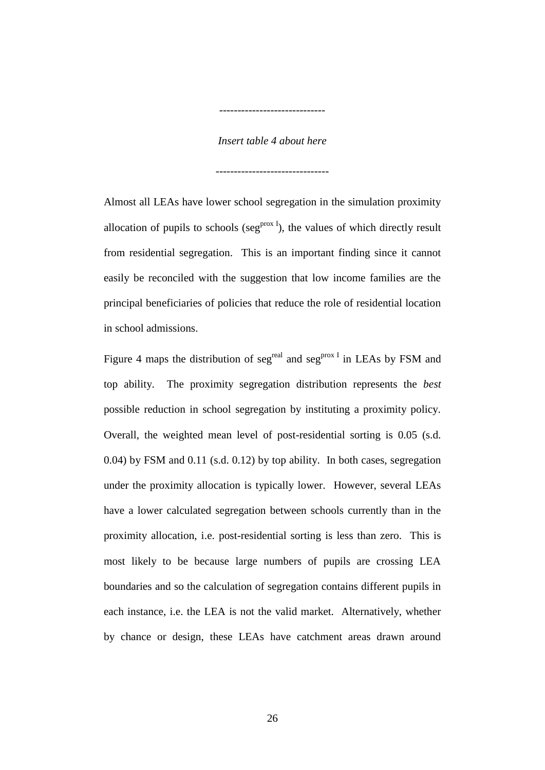-----------------------------

*Insert table 4 about here*

-------------------------------

Almost all LEAs have lower school segregation in the simulation proximity allocation of pupils to schools ($seg^{prox\ I}$), the values of which directly result from residential segregation. This is an important finding since it cannot easily be reconciled with the suggestion that low income families are the principal beneficiaries of policies that reduce the role of residential location in school admissions.

Figure 4 maps the distribution of $seg^{real}$ and $seg^{prox\ I}$ in LEAs by FSM and top ability. The proximity segregation distribution represents the *best* possible reduction in school segregation by instituting a proximity policy. Overall, the weighted mean level of post-residential sorting is 0.05 (s.d. 0.04) by FSM and 0.11 (s.d. 0.12) by top ability. In both cases, segregation under the proximity allocation is typically lower. However, several LEAs have a lower calculated segregation between schools currently than in the proximity allocation, i.e. post-residential sorting is less than zero. This is most likely to be because large numbers of pupils are crossing LEA boundaries and so the calculation of segregation contains different pupils in each instance, i.e. the LEA is not the valid market. Alternatively, whether by chance or design, these LEAs have catchment areas drawn around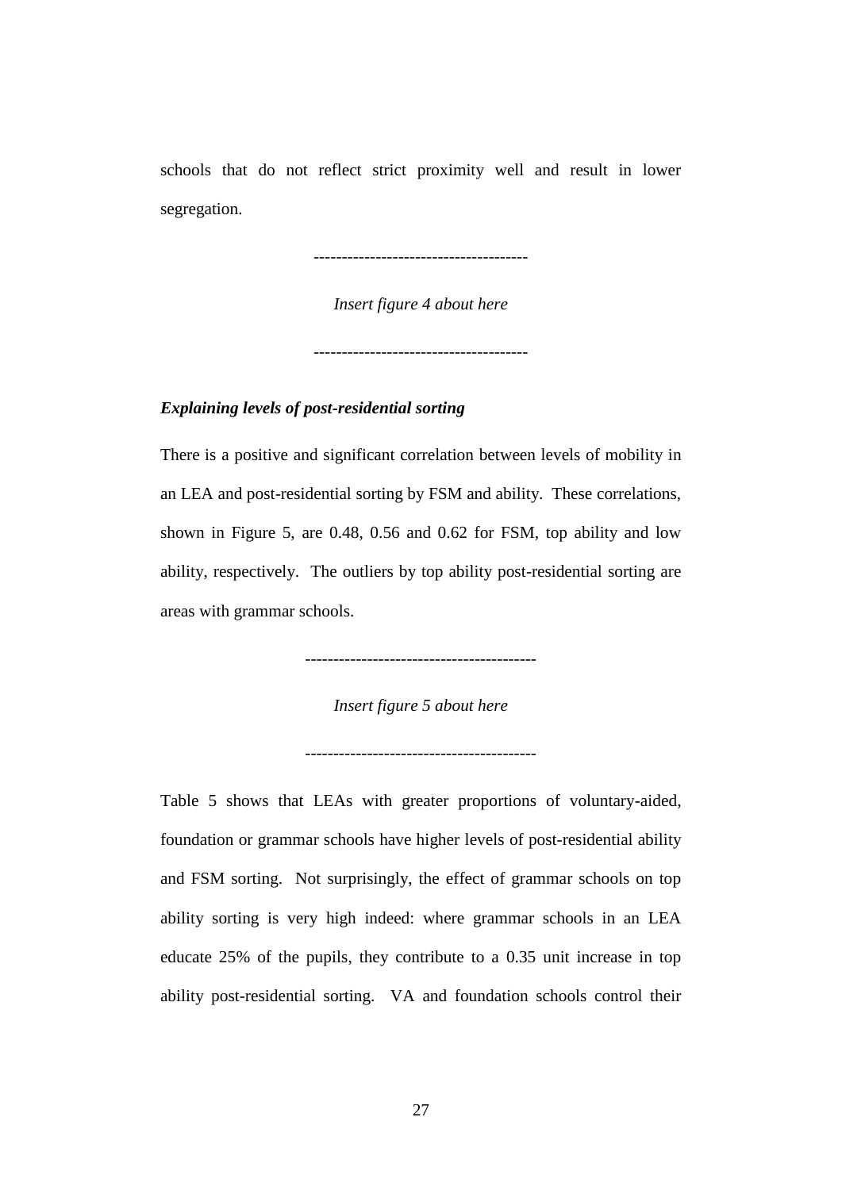schools that do not reflect strict proximity well and result in lower segregation.

-------------------------------------

*Insert figure 4 about here*

-------------------------------------

***Explaining levels of post-residential sorting***

There is a positive and significant correlation between levels of mobility in an LEA and post-residential sorting by FSM and ability. These correlations, shown in Figure 5, are 0.48, 0.56 and 0.62 for FSM, top ability and low ability, respectively. The outliers by top ability post-residential sorting are areas with grammar schools.

----------------------------------------

*Insert figure 5 about here*

----------------------------------------

Table 5 shows that LEAs with greater proportions of voluntary-aided, foundation or grammar schools have higher levels of post-residential ability and FSM sorting. Not surprisingly, the effect of grammar schools on top ability sorting is very high indeed: where grammar schools in an LEA educate 25% of the pupils, they contribute to a 0.35 unit increase in top ability post-residential sorting. VA and foundation schools control their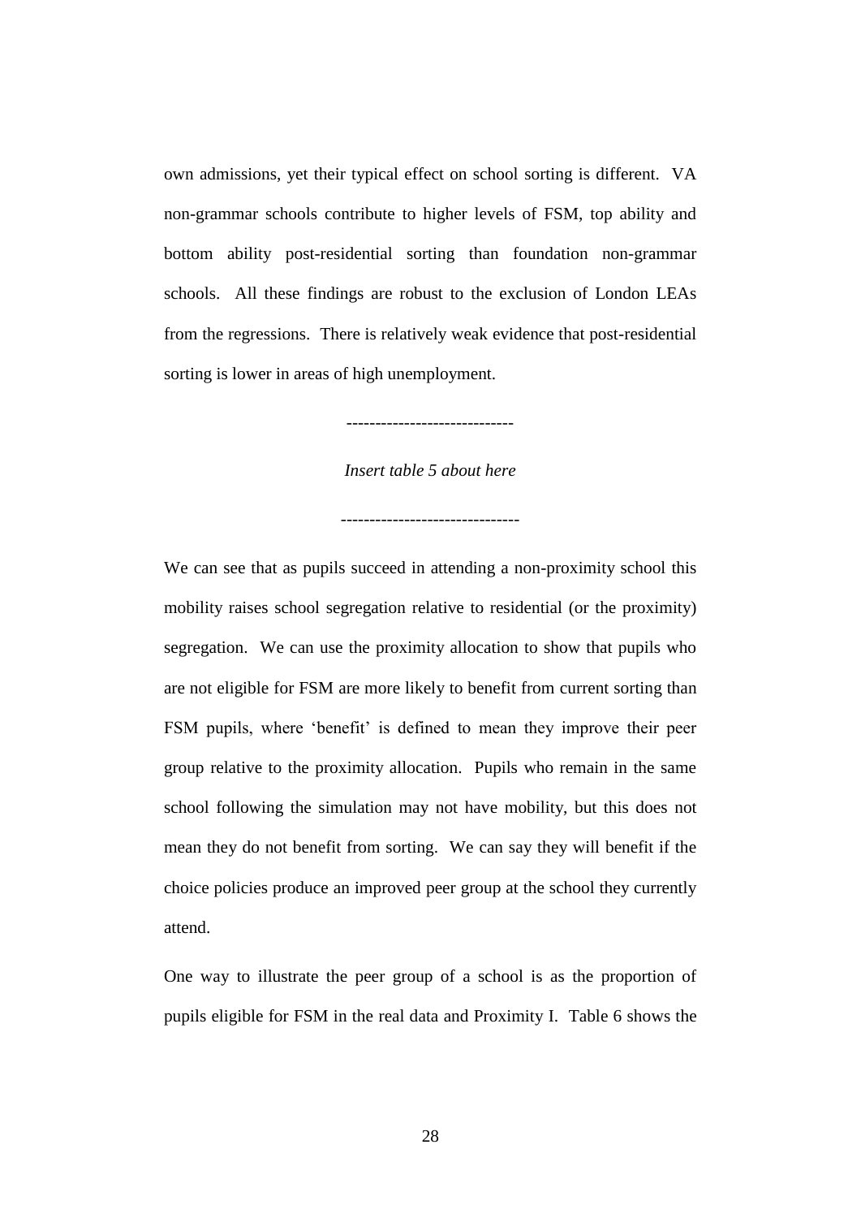own admissions, yet their typical effect on school sorting is different. VA non-grammar schools contribute to higher levels of FSM, top ability and bottom ability post-residential sorting than foundation non-grammar schools. All these findings are robust to the exclusion of London LEAs from the regressions. There is relatively weak evidence that post-residential sorting is lower in areas of high unemployment.

-----------------------------

*Insert table 5 about here*

-------------------------------

We can see that as pupils succeed in attending a non-proximity school this mobility raises school segregation relative to residential (or the proximity) segregation. We can use the proximity allocation to show that pupils who are not eligible for FSM are more likely to benefit from current sorting than FSM pupils, where 'benefit' is defined to mean they improve their peer group relative to the proximity allocation. Pupils who remain in the same school following the simulation may not have mobility, but this does not mean they do not benefit from sorting. We can say they will benefit if the choice policies produce an improved peer group at the school they currently attend.

One way to illustrate the peer group of a school is as the proportion of pupils eligible for FSM in the real data and Proximity I. Table 6 shows the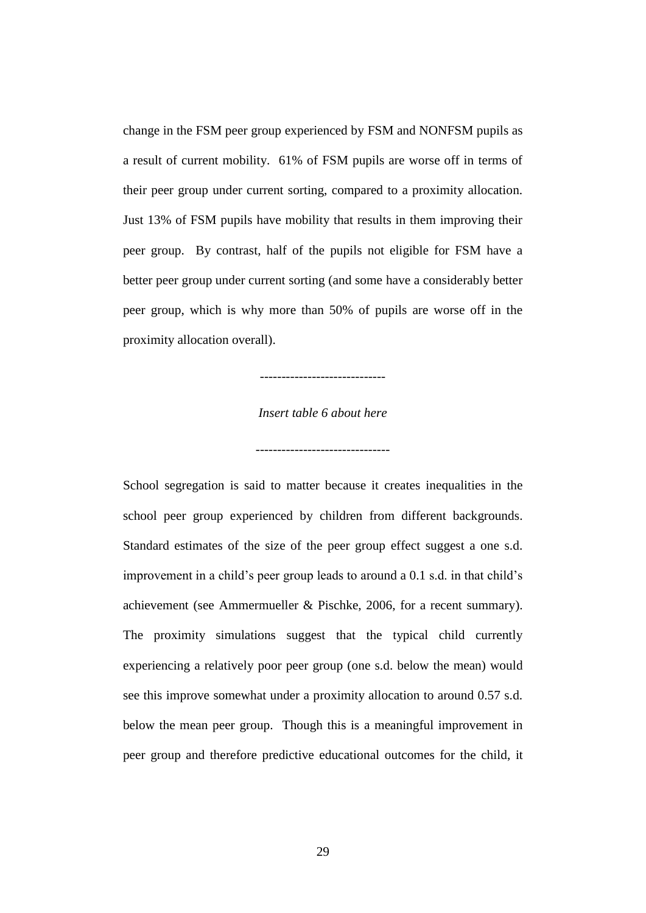change in the FSM peer group experienced by FSM and NONFSM pupils as a result of current mobility. 61% of FSM pupils are worse off in terms of their peer group under current sorting, compared to a proximity allocation. Just 13% of FSM pupils have mobility that results in them improving their peer group. By contrast, half of the pupils not eligible for FSM have a better peer group under current sorting (and some have a considerably better peer group, which is why more than 50% of pupils are worse off in the proximity allocation overall).

-----------------------------

*Insert table 6 about here*

-------------------------------

School segregation is said to matter because it creates inequalities in the school peer group experienced by children from different backgrounds. Standard estimates of the size of the peer group effect suggest a one s.d. improvement in a child's peer group leads to around a 0.1 s.d. in that child's achievement (see Ammermueller & Pischke, 2006, for a recent summary). The proximity simulations suggest that the typical child currently experiencing a relatively poor peer group (one s.d. below the mean) would see this improve somewhat under a proximity allocation to around 0.57 s.d. below the mean peer group. Though this is a meaningful improvement in peer group and therefore predictive educational outcomes for the child, it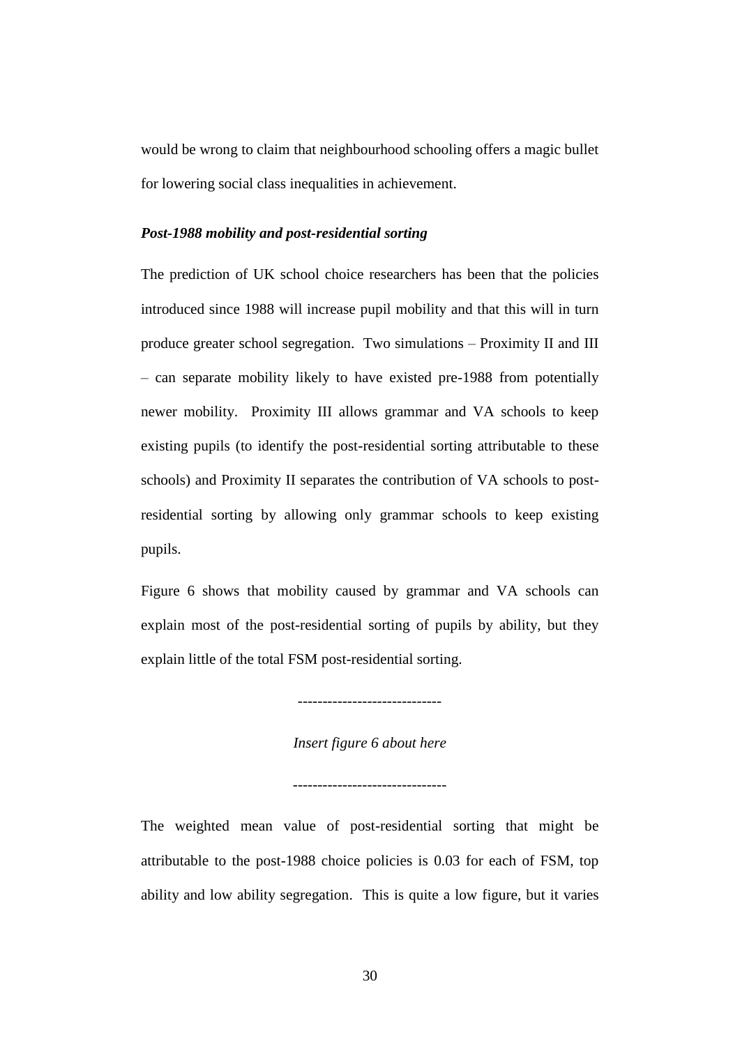would be wrong to claim that neighbourhood schooling offers a magic bullet for lowering social class inequalities in achievement.

***Post-1988 mobility and post-residential sorting***

The prediction of UK school choice researchers has been that the policies introduced since 1988 will increase pupil mobility and that this will in turn produce greater school segregation. Two simulations – Proximity II and III – can separate mobility likely to have existed pre-1988 from potentially newer mobility. Proximity III allows grammar and VA schools to keep existing pupils (to identify the post-residential sorting attributable to these schools) and Proximity II separates the contribution of VA schools to post-residential sorting by allowing only grammar schools to keep existing pupils.

Figure 6 shows that mobility caused by grammar and VA schools can explain most of the post-residential sorting of pupils by ability, but they explain little of the total FSM post-residential sorting.

-----------------------------

*Insert figure 6 about here*

-------------------------------

The weighted mean value of post-residential sorting that might be attributable to the post-1988 choice policies is 0.03 for each of FSM, top ability and low ability segregation. This is quite a low figure, but it varies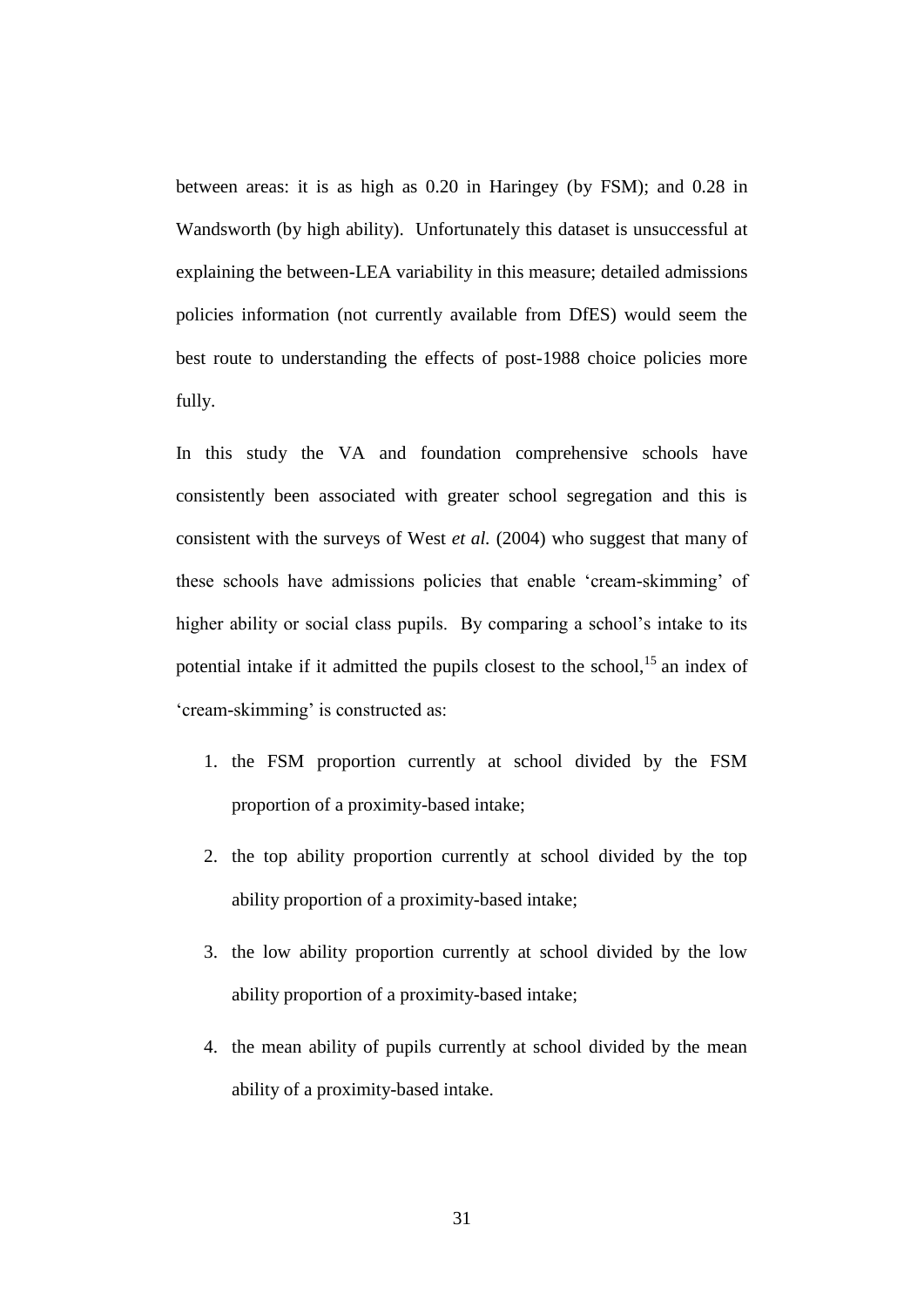between areas: it is as high as 0.20 in Haringey (by FSM); and 0.28 in Wandsworth (by high ability). Unfortunately this dataset is unsuccessful at explaining the between-LEA variability in this measure; detailed admissions policies information (not currently available from DfES) would seem the best route to understanding the effects of post-1988 choice policies more fully.

In this study the VA and foundation comprehensive schools have consistently been associated with greater school segregation and this is consistent with the surveys of West *et al.* (2004) who suggest that many of these schools have admissions policies that enable 'cream-skimming' of higher ability or social class pupils. By comparing a school's intake to its potential intake if it admitted the pupils closest to the school,[15] an index of 'cream-skimming' is constructed as:

1. the FSM proportion currently at school divided by the FSM proportion of a proximity-based intake;
2. the top ability proportion currently at school divided by the top ability proportion of a proximity-based intake;
3. the low ability proportion currently at school divided by the low ability proportion of a proximity-based intake;
4. the mean ability of pupils currently at school divided by the mean ability of a proximity-based intake.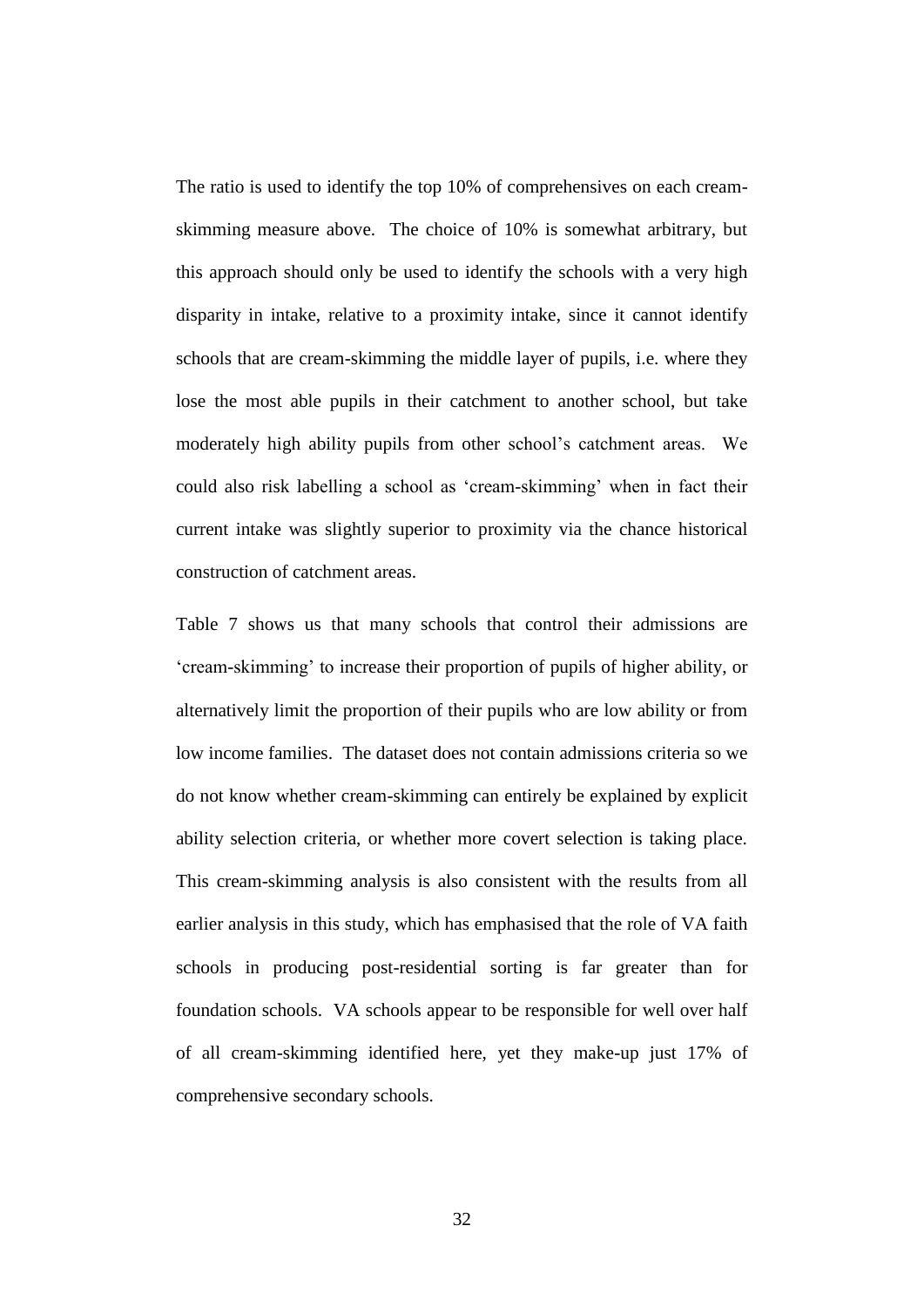The ratio is used to identify the top 10% of comprehensives on each cream-skimming measure above. The choice of 10% is somewhat arbitrary, but this approach should only be used to identify the schools with a very high disparity in intake, relative to a proximity intake, since it cannot identify schools that are cream-skimming the middle layer of pupils, i.e. where they lose the most able pupils in their catchment to another school, but take moderately high ability pupils from other school's catchment areas. We could also risk labelling a school as 'cream-skimming' when in fact their current intake was slightly superior to proximity via the chance historical construction of catchment areas.

Table 7 shows us that many schools that control their admissions are 'cream-skimming' to increase their proportion of pupils of higher ability, or alternatively limit the proportion of their pupils who are low ability or from low income families. The dataset does not contain admissions criteria so we do not know whether cream-skimming can entirely be explained by explicit ability selection criteria, or whether more covert selection is taking place. This cream-skimming analysis is also consistent with the results from all earlier analysis in this study, which has emphasised that the role of VA faith schools in producing post-residential sorting is far greater than for foundation schools. VA schools appear to be responsible for well over half of all cream-skimming identified here, yet they make-up just 17% of comprehensive secondary schools.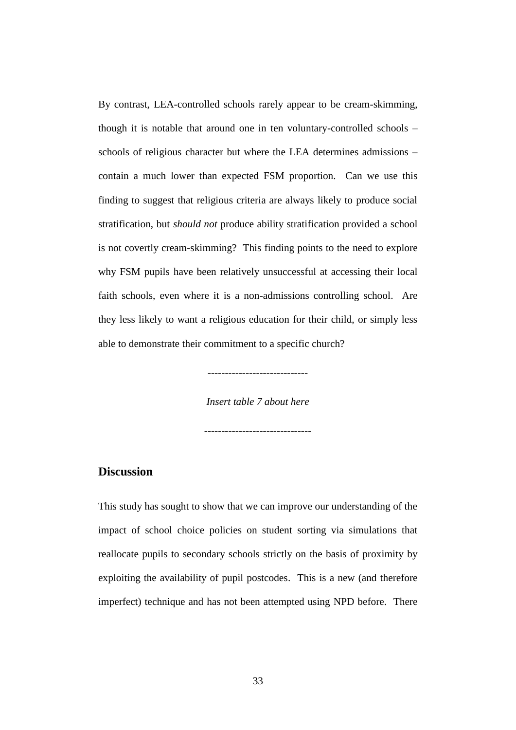By contrast, LEA-controlled schools rarely appear to be cream-skimming, though it is notable that around one in ten voluntary-controlled schools – schools of religious character but where the LEA determines admissions – contain a much lower than expected FSM proportion. Can we use this finding to suggest that religious criteria are always likely to produce social stratification, but *should not* produce ability stratification provided a school is not covertly cream-skimming? This finding points to the need to explore why FSM pupils have been relatively unsuccessful at accessing their local faith schools, even where it is a non-admissions controlling school. Are they less likely to want a religious education for their child, or simply less able to demonstrate their commitment to a specific church?

----------------------------

*Insert table 7 about here*

------------------------------

## Discussion

This study has sought to show that we can improve our understanding of the impact of school choice policies on student sorting via simulations that reallocate pupils to secondary schools strictly on the basis of proximity by exploiting the availability of pupil postcodes. This is a new (and therefore imperfect) technique and has not been attempted using NPD before. There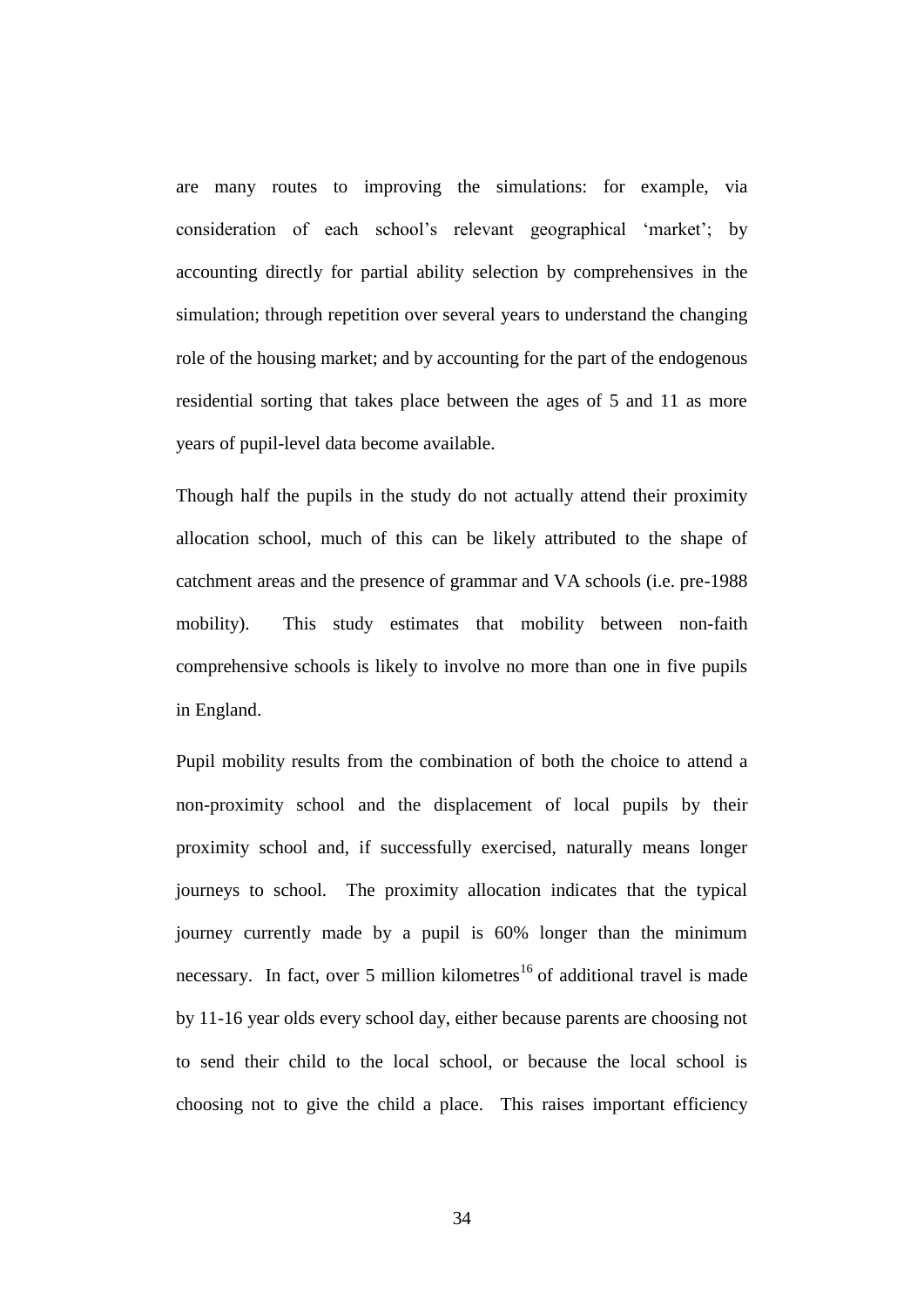are many routes to improving the simulations: for example, via consideration of each school's relevant geographical 'market'; by accounting directly for partial ability selection by comprehensives in the simulation; through repetition over several years to understand the changing role of the housing market; and by accounting for the part of the endogenous residential sorting that takes place between the ages of 5 and 11 as more years of pupil-level data become available.

Though half the pupils in the study do not actually attend their proximity allocation school, much of this can be likely attributed to the shape of catchment areas and the presence of grammar and VA schools (i.e. pre-1988 mobility). This study estimates that mobility between non-faith comprehensive schools is likely to involve no more than one in five pupils in England.

Pupil mobility results from the combination of both the choice to attend a non-proximity school and the displacement of local pupils by their proximity school and, if successfully exercised, naturally means longer journeys to school. The proximity allocation indicates that the typical journey currently made by a pupil is 60% longer than the minimum necessary. In fact, over 5 million kilometres[16] of additional travel is made by 11-16 year olds every school day, either because parents are choosing not to send their child to the local school, or because the local school is choosing not to give the child a place. This raises important efficiency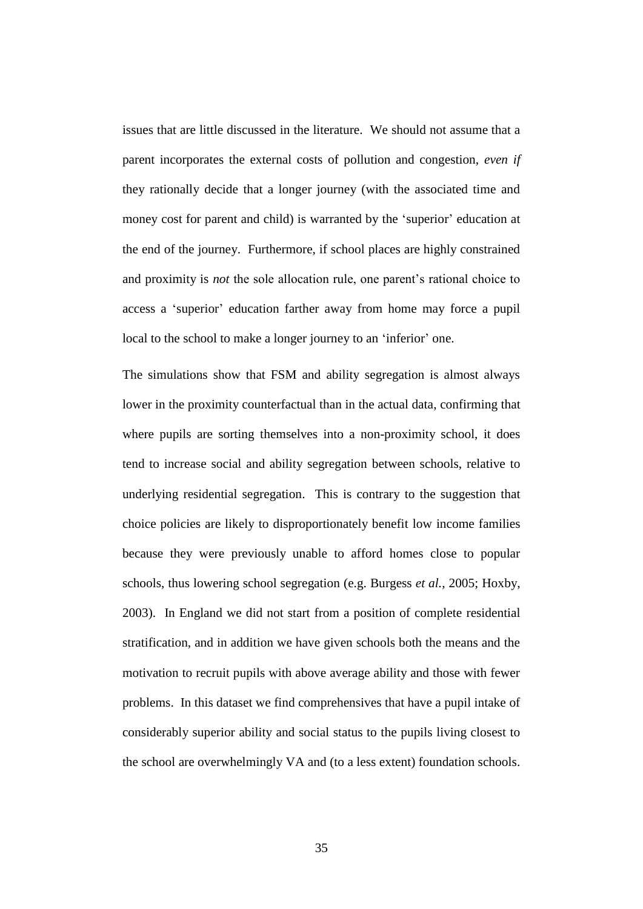issues that are little discussed in the literature. We should not assume that a parent incorporates the external costs of pollution and congestion, *even if* they rationally decide that a longer journey (with the associated time and money cost for parent and child) is warranted by the 'superior' education at the end of the journey. Furthermore, if school places are highly constrained and proximity is *not* the sole allocation rule, one parent's rational choice to access a 'superior' education farther away from home may force a pupil local to the school to make a longer journey to an 'inferior' one.

The simulations show that FSM and ability segregation is almost always lower in the proximity counterfactual than in the actual data, confirming that where pupils are sorting themselves into a non-proximity school, it does tend to increase social and ability segregation between schools, relative to underlying residential segregation. This is contrary to the suggestion that choice policies are likely to disproportionately benefit low income families because they were previously unable to afford homes close to popular schools, thus lowering school segregation (e.g. Burgess *et al.*, 2005; Hoxby, 2003). In England we did not start from a position of complete residential stratification, and in addition we have given schools both the means and the motivation to recruit pupils with above average ability and those with fewer problems. In this dataset we find comprehensives that have a pupil intake of considerably superior ability and social status to the pupils living closest to the school are overwhelmingly VA and (to a less extent) foundation schools.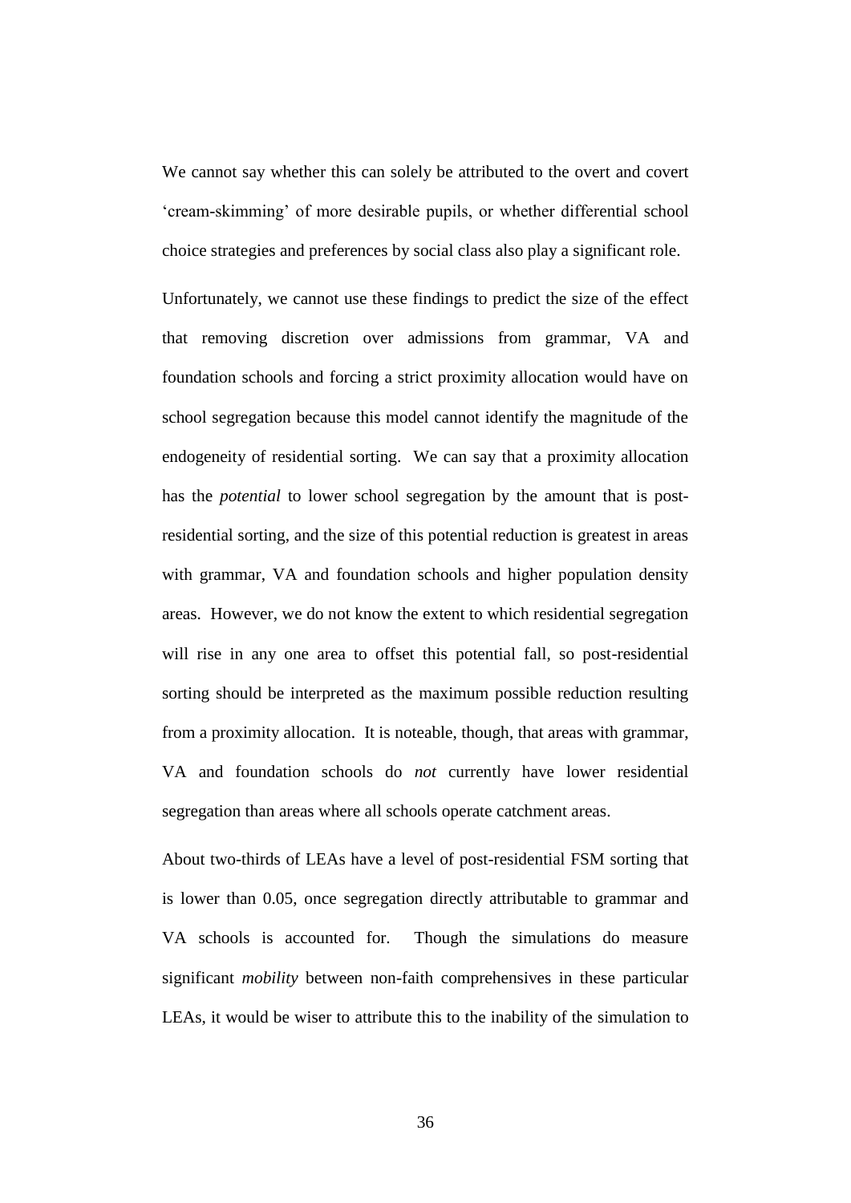We cannot say whether this can solely be attributed to the overt and covert 'cream-skimming' of more desirable pupils, or whether differential school choice strategies and preferences by social class also play a significant role.

Unfortunately, we cannot use these findings to predict the size of the effect that removing discretion over admissions from grammar, VA and foundation schools and forcing a strict proximity allocation would have on school segregation because this model cannot identify the magnitude of the endogeneity of residential sorting. We can say that a proximity allocation has the *potential* to lower school segregation by the amount that is post-residential sorting, and the size of this potential reduction is greatest in areas with grammar, VA and foundation schools and higher population density areas. However, we do not know the extent to which residential segregation will rise in any one area to offset this potential fall, so post-residential sorting should be interpreted as the maximum possible reduction resulting from a proximity allocation. It is noteable, though, that areas with grammar, VA and foundation schools do *not* currently have lower residential segregation than areas where all schools operate catchment areas.

About two-thirds of LEAs have a level of post-residential FSM sorting that is lower than 0.05, once segregation directly attributable to grammar and VA schools is accounted for. Though the simulations do measure significant *mobility* between non-faith comprehensives in these particular LEAs, it would be wiser to attribute this to the inability of the simulation to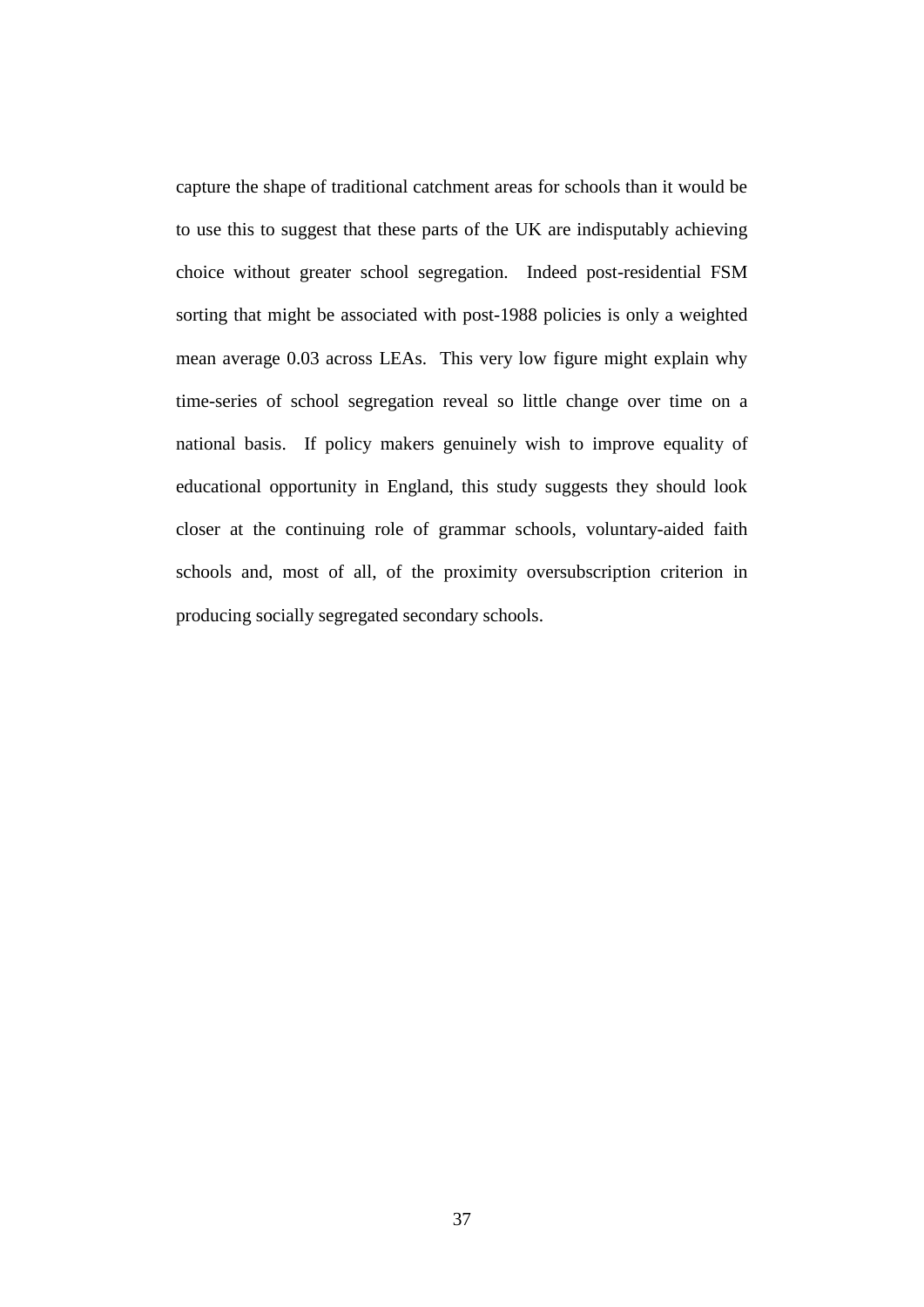capture the shape of traditional catchment areas for schools than it would be to use this to suggest that these parts of the UK are indisputably achieving choice without greater school segregation. Indeed post-residential FSM sorting that might be associated with post-1988 policies is only a weighted mean average 0.03 across LEAs. This very low figure might explain why time-series of school segregation reveal so little change over time on a national basis. If policy makers genuinely wish to improve equality of educational opportunity in England, this study suggests they should look closer at the continuing role of grammar schools, voluntary-aided faith schools and, most of all, of the proximity oversubscription criterion in producing socially segregated secondary schools.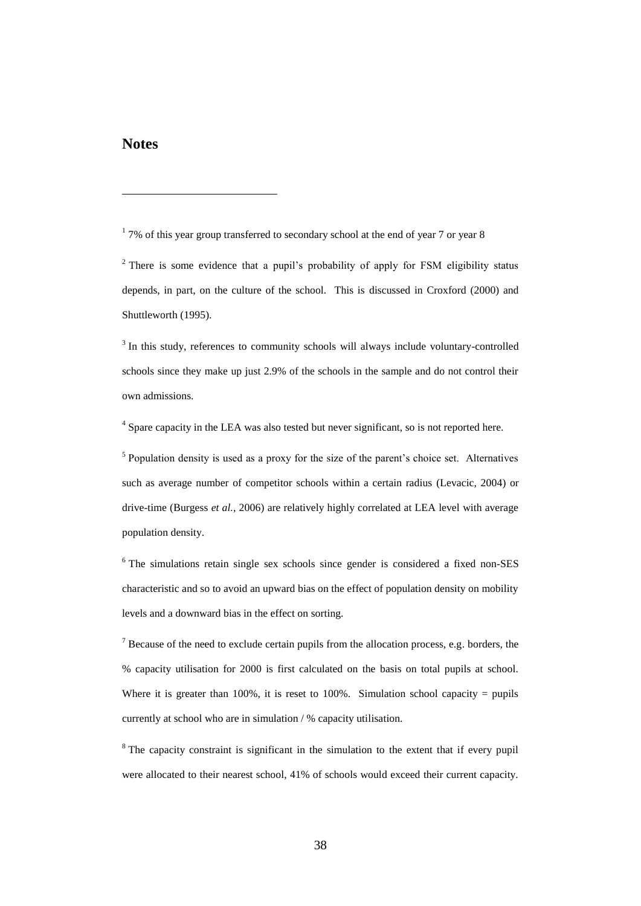## Notes

[1] 7% of this year group transferred to secondary school at the end of year 7 or year 8

[2] There is some evidence that a pupil's probability of apply for FSM eligibility status depends, in part, on the culture of the school. This is discussed in Croxford (2000) and Shuttleworth (1995).

[3] In this study, references to community schools will always include voluntary-controlled schools since they make up just 2.9% of the schools in the sample and do not control their own admissions.

[4] Spare capacity in the LEA was also tested but never significant, so is not reported here.

[5] Population density is used as a proxy for the size of the parent's choice set. Alternatives such as average number of competitor schools within a certain radius (Levacic, 2004) or drive-time (Burgess *et al.*, 2006) are relatively highly correlated at LEA level with average population density.

[6] The simulations retain single sex schools since gender is considered a fixed non-SES characteristic and so to avoid an upward bias on the effect of population density on mobility levels and a downward bias in the effect on sorting.

[7] Because of the need to exclude certain pupils from the allocation process, e.g. borders, the % capacity utilisation for 2000 is first calculated on the basis on total pupils at school. Where it is greater than 100%, it is reset to 100%. Simulation school capacity = pupils currently at school who are in simulation / % capacity utilisation.

[8] The capacity constraint is significant in the simulation to the extent that if every pupil were allocated to their nearest school, 41% of schools would exceed their current capacity.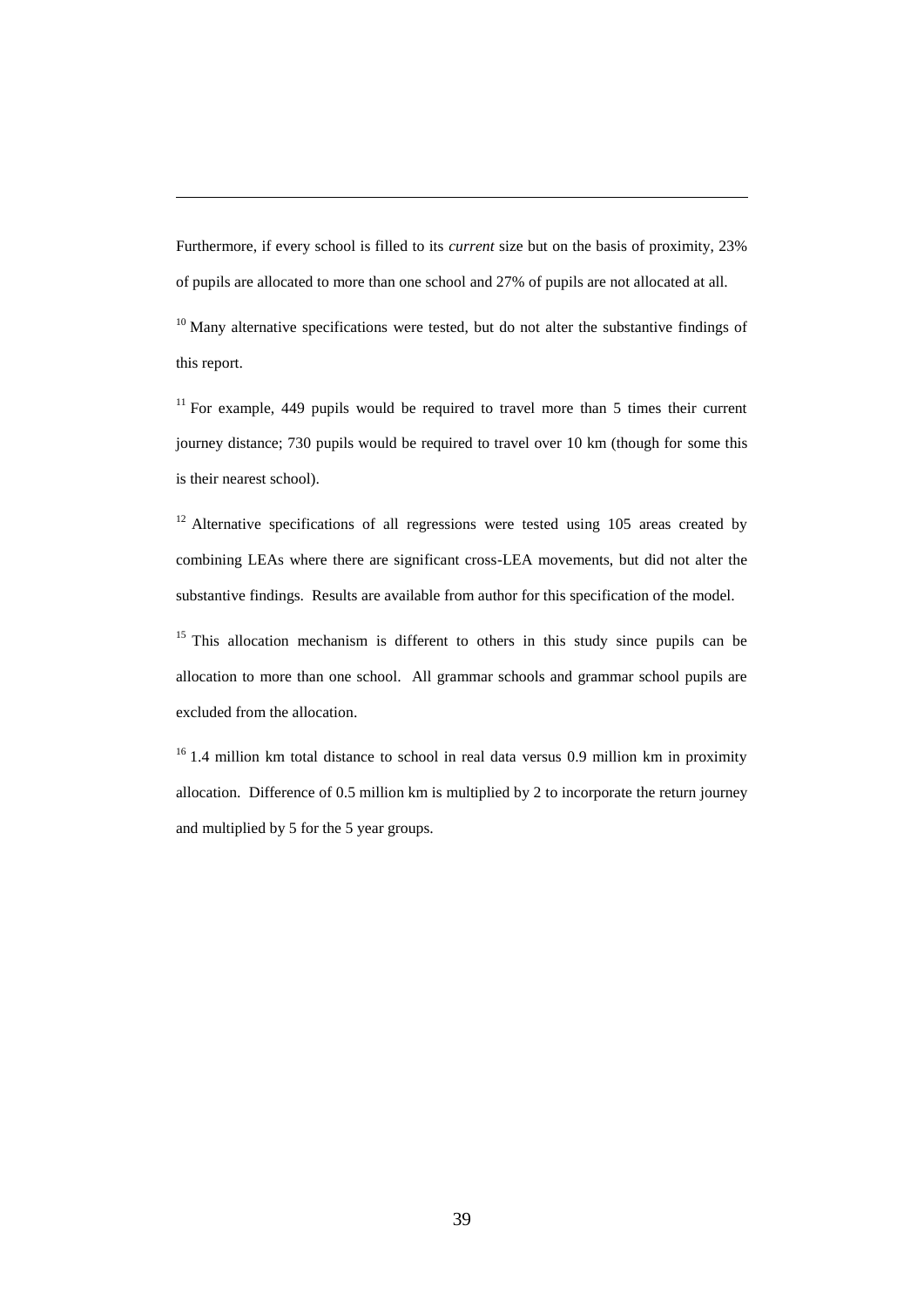Furthermore, if every school is filled to its *current* size but on the basis of proximity, 23% of pupils are allocated to more than one school and 27% of pupils are not allocated at all.

[10] Many alternative specifications were tested, but do not alter the substantive findings of this report.

[11] For example, 449 pupils would be required to travel more than 5 times their current journey distance; 730 pupils would be required to travel over 10 km (though for some this is their nearest school).

[12] Alternative specifications of all regressions were tested using 105 areas created by combining LEAs where there are significant cross-LEA movements, but did not alter the substantive findings. Results are available from author for this specification of the model.

[15] This allocation mechanism is different to others in this study since pupils can be allocation to more than one school. All grammar schools and grammar school pupils are excluded from the allocation.

[16] 1.4 million km total distance to school in real data versus 0.9 million km in proximity allocation. Difference of 0.5 million km is multiplied by 2 to incorporate the return journey and multiplied by 5 for the 5 year groups.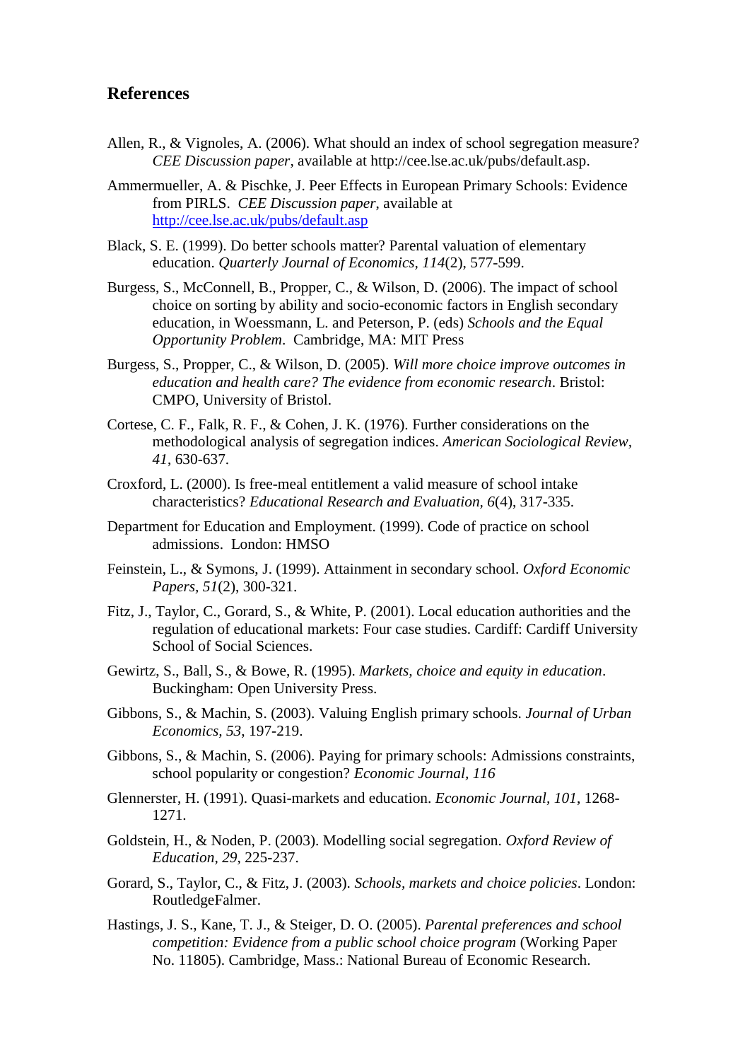## References

Allen, R., & Vignoles, A. (2006). What should an index of school segregation measure? *CEE Discussion paper*, available at http://cee.lse.ac.uk/pubs/default.asp.

Ammermueller, A. & Pischke, J. Peer Effects in European Primary Schools: Evidence from PIRLS. *CEE Discussion paper*, available at http://cee.lse.ac.uk/pubs/default.asp

Black, S. E. (1999). Do better schools matter? Parental valuation of elementary education. *Quarterly Journal of Economics, 114*(2), 577-599.

Burgess, S., McConnell, B., Propper, C., & Wilson, D. (2006). The impact of school choice on sorting by ability and socio-economic factors in English secondary education, in Woessmann, L. and Peterson, P. (eds) *Schools and the Equal Opportunity Problem*. Cambridge, MA: MIT Press

Burgess, S., Propper, C., & Wilson, D. (2005). *Will more choice improve outcomes in education and health care? The evidence from economic research*. Bristol: CMPO, University of Bristol.

Cortese, C. F., Falk, R. F., & Cohen, J. K. (1976). Further considerations on the methodological analysis of segregation indices. *American Sociological Review, 41*, 630-637.

Croxford, L. (2000). Is free-meal entitlement a valid measure of school intake characteristics? *Educational Research and Evaluation, 6*(4), 317-335.

Department for Education and Employment. (1999). Code of practice on school admissions. London: HMSO

Feinstein, L., & Symons, J. (1999). Attainment in secondary school. *Oxford Economic Papers, 51*(2), 300-321.

Fitz, J., Taylor, C., Gorard, S., & White, P. (2001). Local education authorities and the regulation of educational markets: Four case studies. Cardiff: Cardiff University School of Social Sciences.

Gewirtz, S., Ball, S., & Bowe, R. (1995). *Markets, choice and equity in education*. Buckingham: Open University Press.

Gibbons, S., & Machin, S. (2003). Valuing English primary schools. *Journal of Urban Economics, 53*, 197-219.

Gibbons, S., & Machin, S. (2006). Paying for primary schools: Admissions constraints, school popularity or congestion? *Economic Journal, 116*

Glennerster, H. (1991). Quasi-markets and education. *Economic Journal, 101*, 1268-1271.

Goldstein, H., & Noden, P. (2003). Modelling social segregation. *Oxford Review of Education, 29*, 225-237.

Gorard, S., Taylor, C., & Fitz, J. (2003). *Schools, markets and choice policies*. London: RoutledgeFalmer.

Hastings, J. S., Kane, T. J., & Steiger, D. O. (2005). *Parental preferences and school competition: Evidence from a public school choice program* (Working Paper No. 11805). Cambridge, Mass.: National Bureau of Economic Research.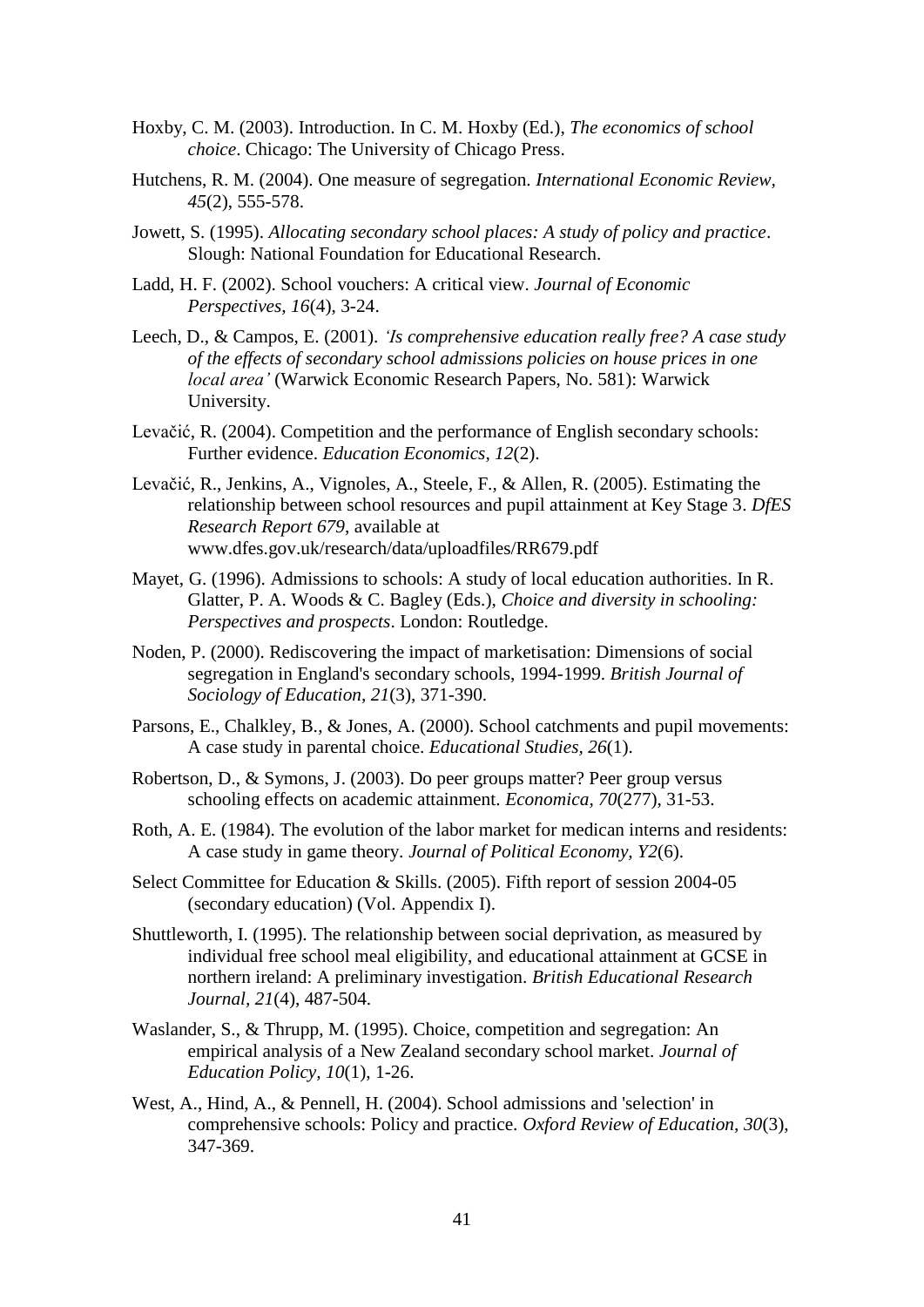Hoxby, C. M. (2003). Introduction. In C. M. Hoxby (Ed.), *The economics of school choice*. Chicago: The University of Chicago Press.

Hutchens, R. M. (2004). One measure of segregation. *International Economic Review, 45*(2), 555-578.

Jowett, S. (1995). *Allocating secondary school places: A study of policy and practice*. Slough: National Foundation for Educational Research.

Ladd, H. F. (2002). School vouchers: A critical view. *Journal of Economic Perspectives, 16*(4), 3-24.

Leech, D., & Campos, E. (2001). *'Is comprehensive education really free? A case study of the effects of secondary school admissions policies on house prices in one local area'* (Warwick Economic Research Papers, No. 581): Warwick University.

Levačić, R. (2004). Competition and the performance of English secondary schools: Further evidence. *Education Economics, 12*(2).

Levačić, R., Jenkins, A., Vignoles, A., Steele, F., & Allen, R. (2005). Estimating the relationship between school resources and pupil attainment at Key Stage 3. *DfES Research Report 679*, available at www.dfes.gov.uk/research/data/uploadfiles/RR679.pdf

Mayet, G. (1996). Admissions to schools: A study of local education authorities. In R. Glatter, P. A. Woods & C. Bagley (Eds.), *Choice and diversity in schooling: Perspectives and prospects*. London: Routledge.

Noden, P. (2000). Rediscovering the impact of marketisation: Dimensions of social segregation in England's secondary schools, 1994-1999. *British Journal of Sociology of Education, 21*(3), 371-390.

Parsons, E., Chalkley, B., & Jones, A. (2000). School catchments and pupil movements: A case study in parental choice. *Educational Studies, 26*(1).

Robertson, D., & Symons, J. (2003). Do peer groups matter? Peer group versus schooling effects on academic attainment. *Economica, 70*(277), 31-53.

Roth, A. E. (1984). The evolution of the labor market for medican interns and residents: A case study in game theory. *Journal of Political Economy, Y2*(6).

Select Committee for Education & Skills. (2005). Fifth report of session 2004-05 (secondary education) (Vol. Appendix I).

Shuttleworth, I. (1995). The relationship between social deprivation, as measured by individual free school meal eligibility, and educational attainment at GCSE in northern ireland: A preliminary investigation. *British Educational Research Journal, 21*(4), 487-504.

Waslander, S., & Thrupp, M. (1995). Choice, competition and segregation: An empirical analysis of a New Zealand secondary school market. *Journal of Education Policy, 10*(1), 1-26.

West, A., Hind, A., & Pennell, H. (2004). School admissions and 'selection' in comprehensive schools: Policy and practice. *Oxford Review of Education, 30*(3), 347-369.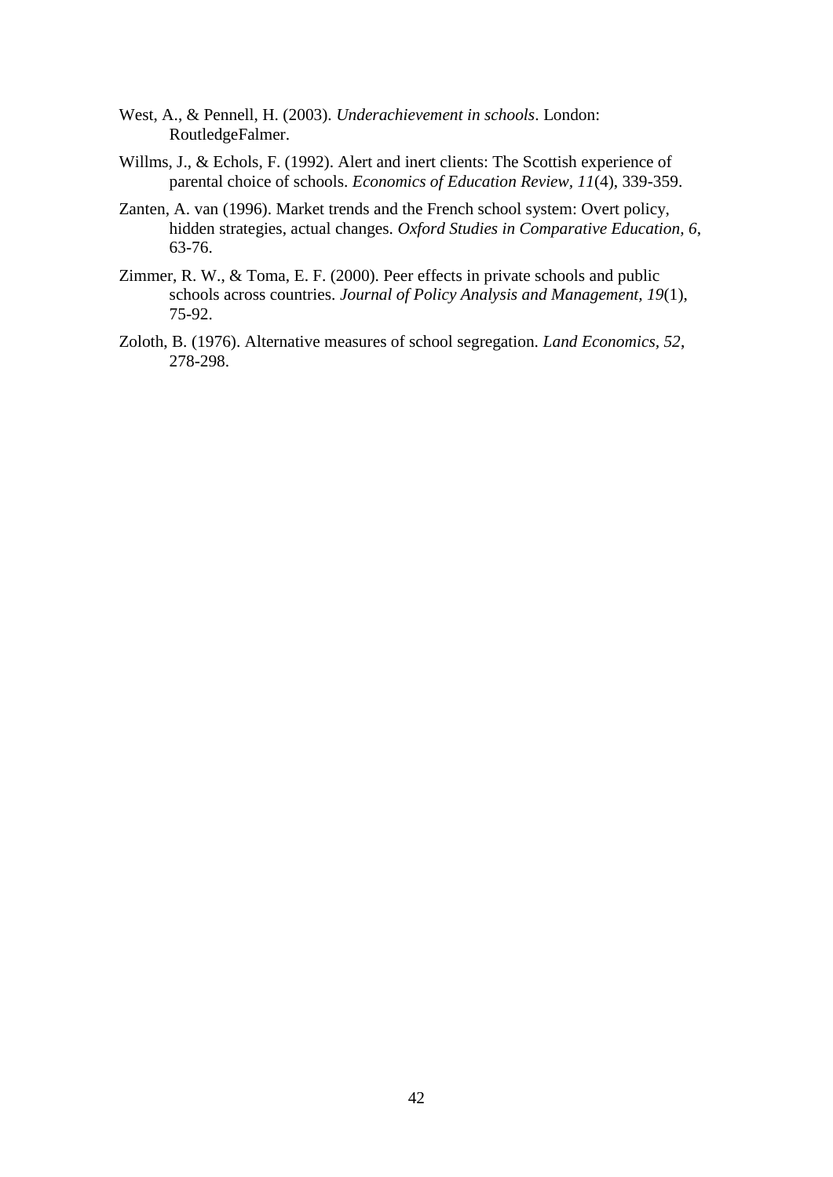West, A., & Pennell, H. (2003). *Underachievement in schools*. London: RoutledgeFalmer.

Willms, J., & Echols, F. (1992). Alert and inert clients: The Scottish experience of parental choice of schools. *Economics of Education Review, 11*(4), 339-359.

Zanten, A. van (1996). Market trends and the French school system: Overt policy, hidden strategies, actual changes. *Oxford Studies in Comparative Education, 6*, 63-76.

Zimmer, R. W., & Toma, E. F. (2000). Peer effects in private schools and public schools across countries. *Journal of Policy Analysis and Management, 19*(1), 75-92.

Zoloth, B. (1976). Alternative measures of school segregation. *Land Economics, 52*, 278-298.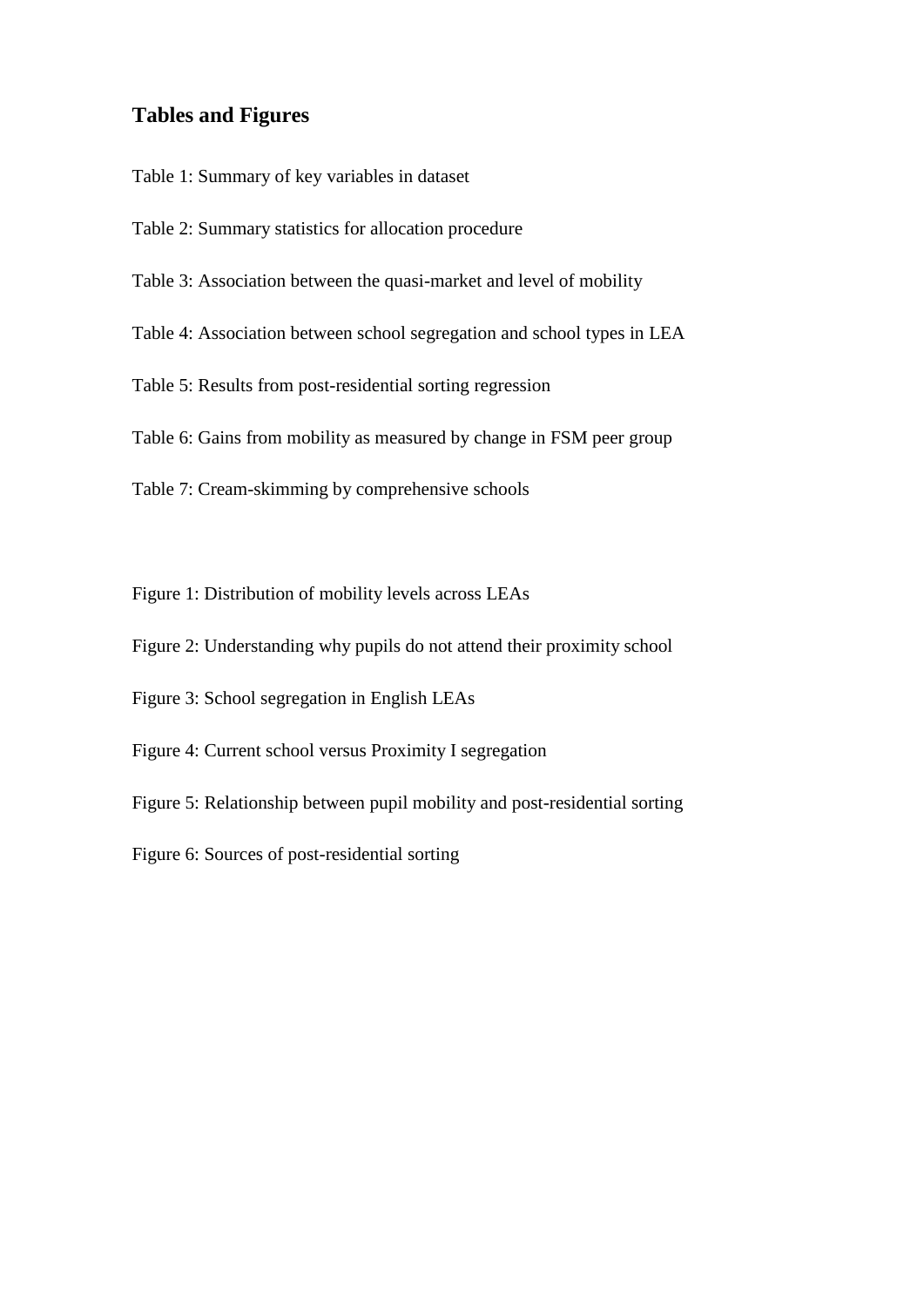## Tables and Figures

Table 1: Summary of key variables in dataset

Table 2: Summary statistics for allocation procedure

Table 3: Association between the quasi-market and level of mobility

Table 4: Association between school segregation and school types in LEA

Table 5: Results from post-residential sorting regression

Table 6: Gains from mobility as measured by change in FSM peer group

Table 7: Cream-skimming by comprehensive schools

Figure 1: Distribution of mobility levels across LEAs

Figure 2: Understanding why pupils do not attend their proximity school

Figure 3: School segregation in English LEAs

Figure 4: Current school versus Proximity I segregation

Figure 5: Relationship between pupil mobility and post-residential sorting

Figure 6: Sources of post-residential sorting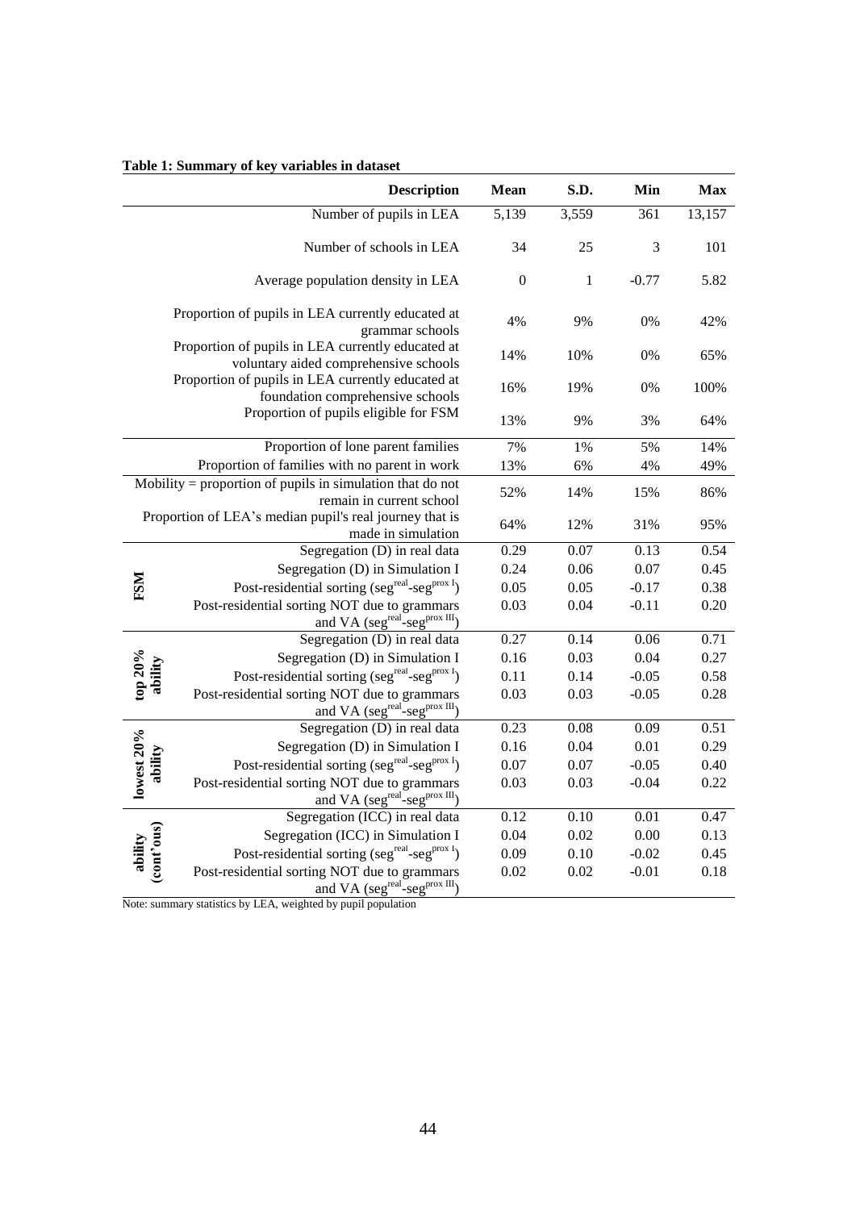**Table 1: Summary of key variables in dataset**

| | Description | Mean | S.D. | Min | Max |
|---|---|---|---|---|---|
| | Number of pupils in LEA | 5,139 | 3,559 | 361 | 13,157 |
| | Number of schools in LEA | 34 | 25 | 3 | 101 |
| | Average population density in LEA | 0 | 1 | -0.77 | 5.82 |
| | Proportion of pupils in LEA currently educated at grammar schools | 4% | 9% | 0% | 42% |
| | Proportion of pupils in LEA currently educated at voluntary aided comprehensive schools | 14% | 10% | 0% | 65% |
| | Proportion of pupils in LEA currently educated at foundation comprehensive schools | 16% | 19% | 0% | 100% |
| | Proportion of pupils eligible for FSM | 13% | 9% | 3% | 64% |
| | Proportion of lone parent families | 7% | 1% | 5% | 14% |
| | Proportion of families with no parent in work | 13% | 6% | 4% | 49% |
| | Mobility = proportion of pupils in simulation that do not remain in current school | 52% | 14% | 15% | 86% |
| | Proportion of LEA's median pupil's real journey that is made in simulation | 64% | 12% | 31% | 95% |
| **FSM** | Segregation (D) in real data | 0.29 | 0.07 | 0.13 | 0.54 |
| | Segregation (D) in Simulation I | 0.24 | 0.06 | 0.07 | 0.45 |
| | Post-residential sorting ($seg^{real}$-$seg^{prox\ I}$) | 0.05 | 0.05 | -0.17 | 0.38 |
| | Post-residential sorting NOT due to grammars and VA ($seg^{real}$-$seg^{prox\ III}$) | 0.03 | 0.04 | -0.11 | 0.20 |
| **top 20% ability** | Segregation (D) in real data | 0.27 | 0.14 | 0.06 | 0.71 |
| | Segregation (D) in Simulation I | 0.16 | 0.03 | 0.04 | 0.27 |
| | Post-residential sorting ($seg^{real}$-$seg^{prox\ I}$) | 0.11 | 0.14 | -0.05 | 0.58 |
| | Post-residential sorting NOT due to grammars and VA ($seg^{real}$-$seg^{prox\ III}$) | 0.03 | 0.03 | -0.05 | 0.28 |
| **lowest 20% ability** | Segregation (D) in real data | 0.23 | 0.08 | 0.09 | 0.51 |
| | Segregation (D) in Simulation I | 0.16 | 0.04 | 0.01 | 0.29 |
| | Post-residential sorting ($seg^{real}$-$seg^{prox\ I}$) | 0.07 | 0.07 | -0.05 | 0.40 |
| | Post-residential sorting NOT due to grammars and VA ($seg^{real}$-$seg^{prox\ III}$) | 0.03 | 0.03 | -0.04 | 0.22 |
| **ability (cont'ous)** | Segregation (ICC) in real data | 0.12 | 0.10 | 0.01 | 0.47 |
| | Segregation (ICC) in Simulation I | 0.04 | 0.02 | 0.00 | 0.13 |
| | Post-residential sorting ($seg^{real}$-$seg^{prox\ I}$) | 0.09 | 0.10 | -0.02 | 0.45 |
| | Post-residential sorting NOT due to grammars and VA ($seg^{real}$-$seg^{prox\ III}$) | 0.02 | 0.02 | -0.01 | 0.18 |

Note: summary statistics by LEA, weighted by pupil population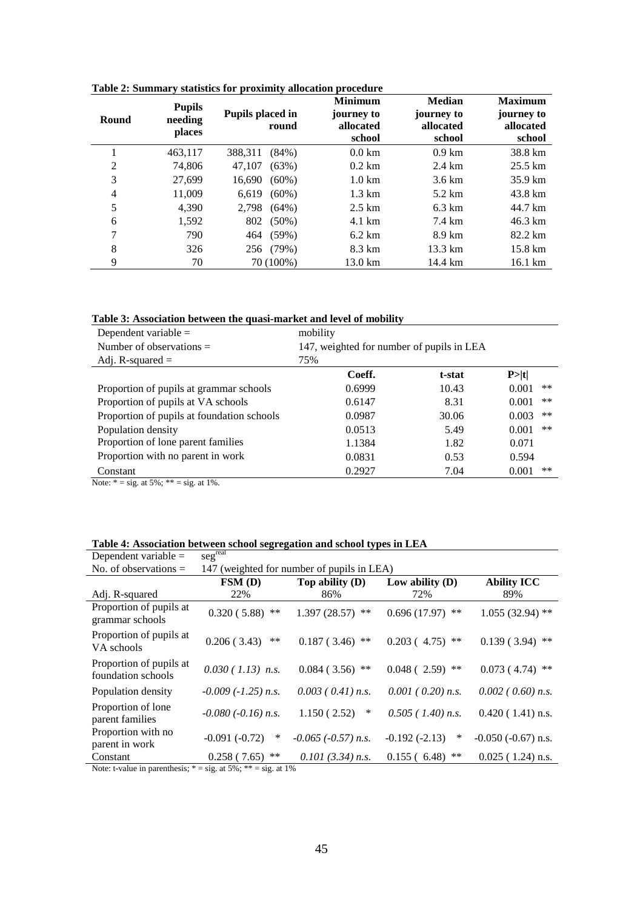**Table 2: Summary statistics for proximity allocation procedure**

| Round | Pupils needing places | Pupils placed in round | Minimum journey to allocated school | Median journey to allocated school | Maximum journey to allocated school |
|---|---|---|---|---|---|
| 1 | 463,117 | 388,311 (84%) | 0.0 km | 0.9 km | 38.8 km |
| 2 | 74,806 | 47,107 (63%) | 0.2 km | 2.4 km | 25.5 km |
| 3 | 27,699 | 16,690 (60%) | 1.0 km | 3.6 km | 35.9 km |
| 4 | 11,009 | 6,619 (60%) | 1.3 km | 5.2 km | 43.8 km |
| 5 | 4,390 | 2,798 (64%) | 2.5 km | 6.3 km | 44.7 km |
| 6 | 1,592 | 802 (50%) | 4.1 km | 7.4 km | 46.3 km |
| 7 | 790 | 464 (59%) | 6.2 km | 8.9 km | 82.2 km |
| 8 | 326 | 256 (79%) | 8.3 km | 13.3 km | 15.8 km |
| 9 | 70 | 70 (100%) | 13.0 km | 14.4 km | 16.1 km |

**Table 3: Association between the quasi-market and level of mobility**

| Dependent variable = | mobility | | |
|---|---|---|---|
| Number of observations = | 147, weighted for number of pupils in LEA | | |
| Adj. R-squared = | 75% | | |
| | **Coeff.** | **t-stat** | **P>\|t\|** |
| Proportion of pupils at grammar schools | 0.6999 | 10.43 | 0.001 ** |
| Proportion of pupils at VA schools | 0.6147 | 8.31 | 0.001 ** |
| Proportion of pupils at foundation schools | 0.0987 | 30.06 | 0.003 ** |
| Population density | 0.0513 | 5.49 | 0.001 ** |
| Proportion of lone parent families | 1.1384 | 1.82 | 0.071 |
| Proportion with no parent in work | 0.0831 | 0.53 | 0.594 |
| Constant | 0.2927 | 7.04 | 0.001 ** |

Note: * = sig. at 5%; ** = sig. at 1%.

**Table 4: Association between school segregation and school types in LEA**

| Dependent variable = | $seg^{real}$ | | | |
|---|---|---|---|---|
| No. of observations = | 147 (weighted for number of pupils in LEA) | | | |
| | **FSM (D)** | **Top ability (D)** | **Low ability (D)** | **Ability ICC** |
| Adj. R-squared | 22% | 86% | 72% | 89% |
| Proportion of pupils at grammar schools | 0.320 ( 5.88) ** | 1.397 (28.57) ** | 0.696 (17.97) ** | 1.055 (32.94) ** |
| Proportion of pupils at VA schools | 0.206 ( 3.43) ** | 0.187 ( 3.46) ** | 0.203 ( 4.75) ** | 0.139 ( 3.94) ** |
| Proportion of pupils at foundation schools | *0.030 ( 1.13) n.s.* | 0.084 ( 3.56) ** | 0.048 ( 2.59) ** | 0.073 ( 4.74) ** |
| Population density | *-0.009 (-1.25) n.s.* | *0.003 ( 0.41) n.s.* | *0.001 ( 0.20) n.s.* | *0.002 ( 0.60) n.s.* |
| Proportion of lone parent families | *-0.080 (-0.16) n.s.* | 1.150 ( 2.52) * | *0.505 ( 1.40) n.s.* | 0.420 ( 1.41) n.s. |
| Proportion with no parent in work | -0.091 (-0.72) * | *-0.065 (-0.57) n.s.* | -0.192 (-2.13) * | -0.050 (-0.67) n.s. |
| Constant | 0.258 ( 7.65) ** | *0.101 (3.34) n.s.* | 0.155 ( 6.48) ** | 0.025 ( 1.24) n.s. |

Note: t-value in parenthesis; * = sig. at 5%; ** = sig. at 1%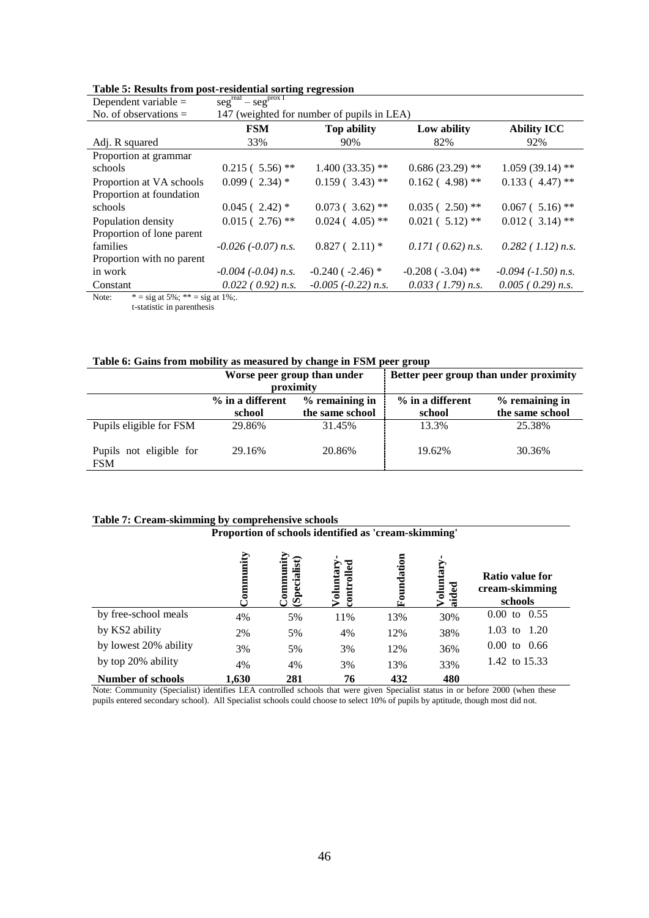**Table 5: Results from post-residential sorting regression**

| Dependent variable = | $seg^{real} - seg^{prox\ I}$ | | | |
|---|---|---|---|---|
| No. of observations = | 147 (weighted for number of pupils in LEA) | | | |
| | **FSM** | **Top ability** | **Low ability** | **Ability ICC** |
| Adj. R squared | 33% | 90% | 82% | 92% |
| Proportion at grammar schools | 0.215 ( 5.56) ** | 1.400 (33.35) ** | 0.686 (23.29) ** | 1.059 (39.14) ** |
| Proportion at VA schools | 0.099 ( 2.34) * | 0.159 ( 3.43) ** | 0.162 ( 4.98) ** | 0.133 ( 4.47) ** |
| Proportion at foundation schools | 0.045 ( 2.42) * | 0.073 ( 3.62) ** | 0.035 ( 2.50) ** | 0.067 ( 5.16) ** |
| Population density | 0.015 ( 2.76) ** | 0.024 ( 4.05) ** | 0.021 ( 5.12) ** | 0.012 ( 3.14) ** |
| Proportion of lone parent families | *-0.026 (-0.07) n.s.* | 0.827 ( 2.11) * | *0.171 ( 0.62) n.s.* | *0.282 ( 1.12) n.s.* |
| Proportion with no parent in work | *-0.004 (-0.04) n.s.* | -0.240 ( -2.46) * | -0.208 ( -3.04) ** | *-0.094 (-1.50) n.s.* |
| Constant | *0.022 ( 0.92) n.s.* | *-0.005 (-0.22) n.s.* | *0.033 ( 1.79) n.s.* | *0.005 ( 0.29) n.s.* |

Note: * = sig at 5%; ** = sig at 1%;.
t-statistic in parenthesis

**Table 6: Gains from mobility as measured by change in FSM peer group**

| | Worse peer group than under proximity | | Better peer group than under proximity | |
|---|---|---|---|---|
| | **% in a different school** | **% remaining in the same school** | **% in a different school** | **% remaining in the same school** |
| Pupils eligible for FSM | 29.86% | 31.45% | 13.3% | 25.38% |
| Pupils not eligible for FSM | 29.16% | 20.86% | 19.62% | 30.36% |

**Table 7: Cream-skimming by comprehensive schools**

| | Proportion of schools identified as 'cream-skimming' | | | | | |
|---|---|---|---|---|---|---|
| | **Community** | **Community (Specialist)** | **Voluntary-controlled** | **Foundation** | **Voluntary-aided** | **Ratio value for cream-skimming schools** |
| by free-school meals | 4% | 5% | 11% | 13% | 30% | 0.00 to 0.55 |
| by KS2 ability | 2% | 5% | 4% | 12% | 38% | 1.03 to 1.20 |
| by lowest 20% ability | 3% | 5% | 3% | 12% | 36% | 0.00 to 0.66 |
| by top 20% ability | 4% | 4% | 3% | 13% | 33% | 1.42 to 15.33 |
| **Number of schools** | **1,630** | **281** | **76** | **432** | **480** | |

Note: Community (Specialist) identifies LEA controlled schools that were given Specialist status in or before 2000 (when these pupils entered secondary school). All Specialist schools could choose to select 10% of pupils by aptitude, though most did not.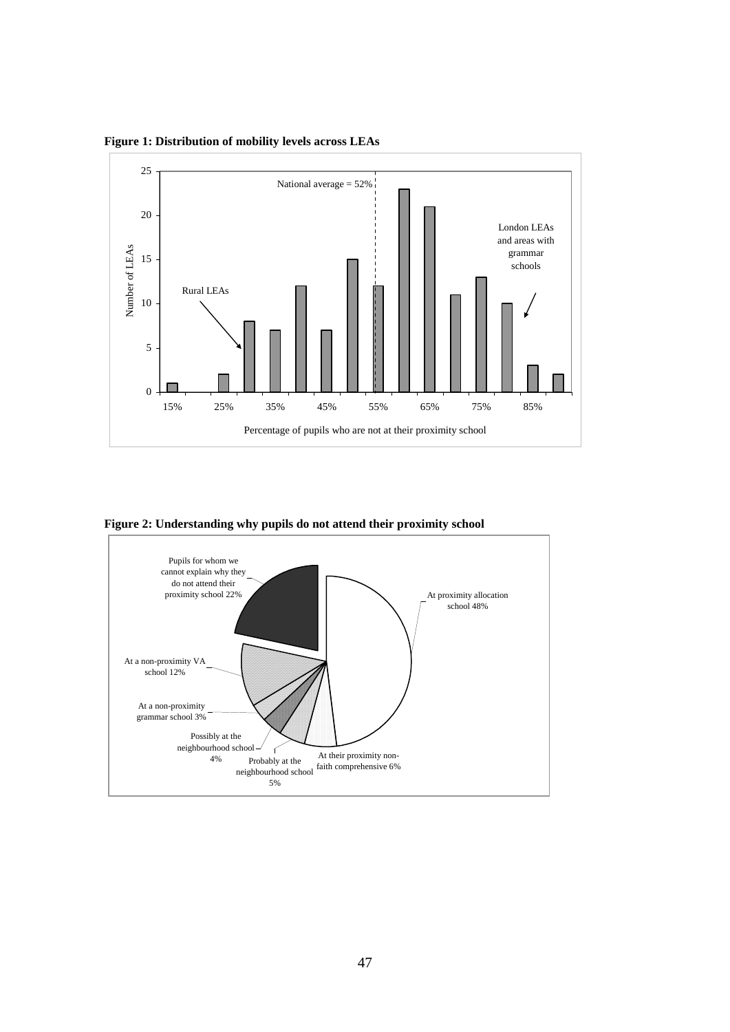**Figure 1: Distribution of mobility levels across LEAs**

National average = 52%

Rural LEAs

London LEAs and areas with grammar schools

Number of LEAs

Percentage of pupils who are not at their proximity school

**Figure 2: Understanding why pupils do not attend their proximity school**

Pupils for whom we cannot explain why they do not attend their proximity school 22%

At proximity allocation school 48%

At a non-proximity VA school 12%

At a non-proximity grammar school 3%

Possibly at the neighbourhood school 4%

Probably at the neighbourhood school 5%

At their proximity non-faith comprehensive 6%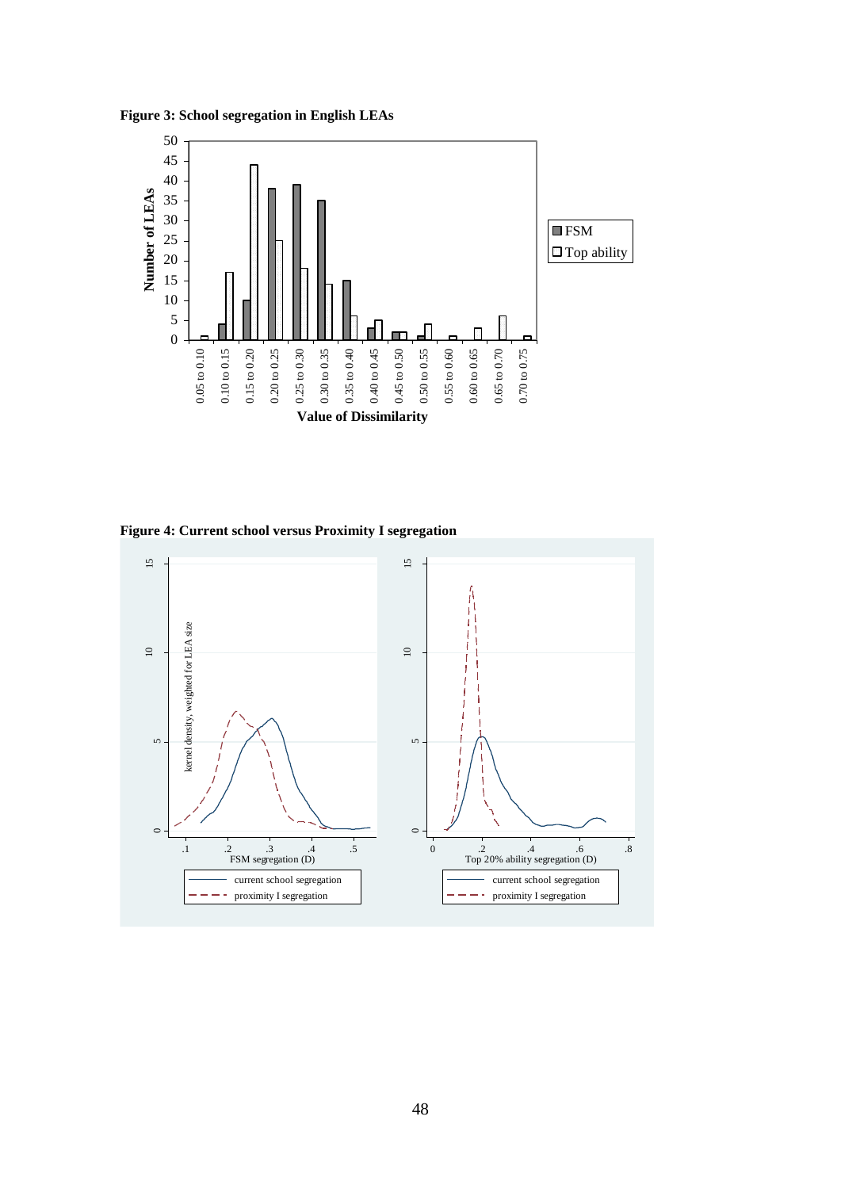**Figure 3: School segregation in English LEAs**

**Figure 4: Current school versus Proximity I segregation**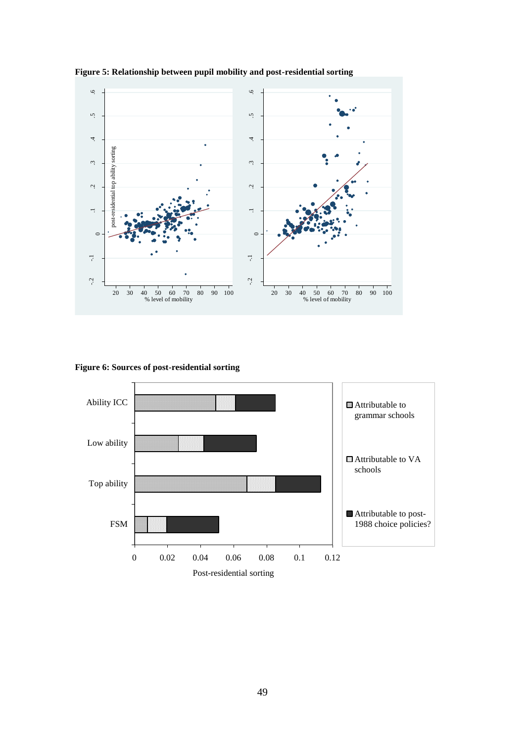**Figure 5: Relationship between pupil mobility and post-residential sorting**

post-residential top ability sorting

-.2
-.1
0
.1
.2
.3
.4
.5
.6

20 30 40 50 60 70 80 90 100
% level of mobility

-.2
-.1
0
.1
.2
.3
.4
.5
.6

20 30 40 50 60 70 80 90 100
% level of mobility

**Figure 6: Sources of post-residential sorting**

Ability ICC

Low ability

Top ability

FSM

0
0.02
0.04
0.06
0.08
0.1
0.12

Post-residential sorting

Attributable to grammar schools

Attributable to VA schools

Attributable to post-1988 choice policies?